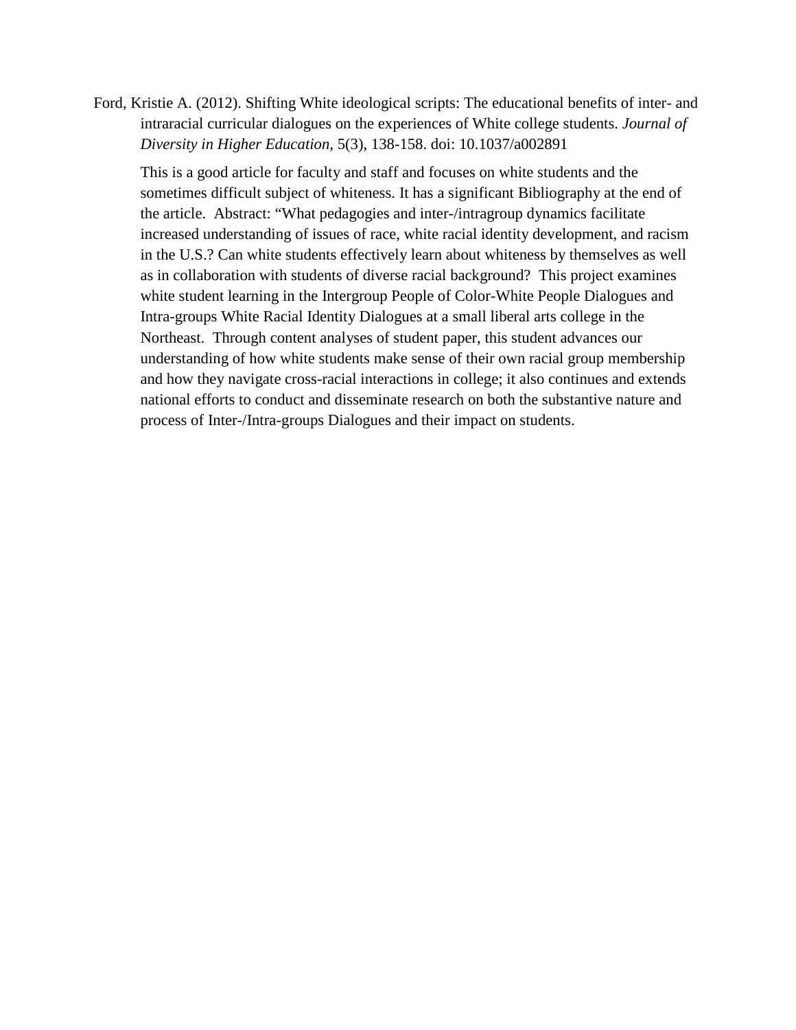Ford, Kristie A. (2012). Shifting White ideological scripts: The educational benefits of inter- and intraracial curricular dialogues on the experiences of White college students. *Journal of Diversity in Higher Education*, 5(3), 138-158. doi: 10.1037/a002891

This is a good article for faculty and staff and focuses on white students and the sometimes difficult subject of whiteness. It has a significant Bibliography at the end of the article. Abstract: "What pedagogies and inter-/intragroup dynamics facilitate increased understanding of issues of race, white racial identity development, and racism in the U.S.? Can white students effectively learn about whiteness by themselves as well as in collaboration with students of diverse racial background? This project examines white student learning in the Intergroup People of Color-White People Dialogues and Intra-groups White Racial Identity Dialogues at a small liberal arts college in the Northeast. Through content analyses of student paper, this student advances our understanding of how white students make sense of their own racial group membership and how they navigate cross-racial interactions in college; it also continues and extends national efforts to conduct and disseminate research on both the substantive nature and process of Inter-/Intra-groups Dialogues and their impact on students.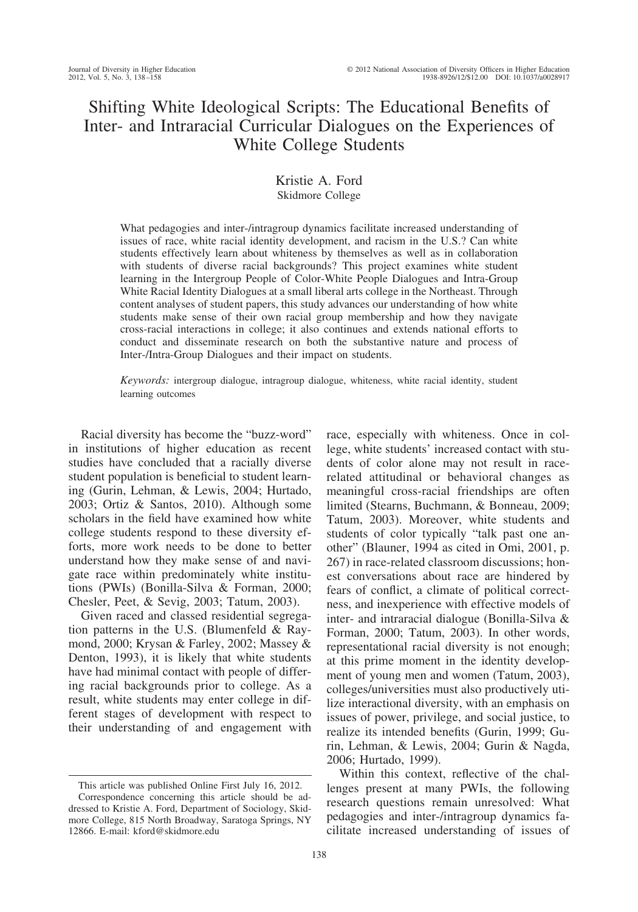# Shifting White Ideological Scripts: The Educational Benefits of Inter- and Intraracial Curricular Dialogues on the Experiences of White College Students

Kristie A. Ford
Skidmore College

What pedagogies and inter-/intragroup dynamics facilitate increased understanding of issues of race, white racial identity development, and racism in the U.S.? Can white students effectively learn about whiteness by themselves as well as in collaboration with students of diverse racial backgrounds? This project examines white student learning in the Intergroup People of Color-White People Dialogues and Intra-Group White Racial Identity Dialogues at a small liberal arts college in the Northeast. Through content analyses of student papers, this study advances our understanding of how white students make sense of their own racial group membership and how they navigate cross-racial interactions in college; it also continues and extends national efforts to conduct and disseminate research on both the substantive nature and process of Inter-/Intra-Group Dialogues and their impact on students.

*Keywords:* intergroup dialogue, intragroup dialogue, whiteness, white racial identity, student learning outcomes

Racial diversity has become the "buzz-word" in institutions of higher education as recent studies have concluded that a racially diverse student population is beneficial to student learning (Gurin, Lehman, & Lewis, 2004; Hurtado, 2003; Ortiz & Santos, 2010). Although some scholars in the field have examined how white college students respond to these diversity efforts, more work needs to be done to better understand how they make sense of and navigate race within predominately white institutions (PWIs) (Bonilla-Silva & Forman, 2000; Chesler, Peet, & Sevig, 2003; Tatum, 2003).

Given raced and classed residential segregation patterns in the U.S. (Blumenfeld & Raymond, 2000; Krysan & Farley, 2002; Massey & Denton, 1993), it is likely that white students have had minimal contact with people of differing racial backgrounds prior to college. As a result, white students may enter college in different stages of development with respect to their understanding of and engagement with race, especially with whiteness. Once in college, white students' increased contact with students of color alone may not result in race-related attitudinal or behavioral changes as meaningful cross-racial friendships are often limited (Stearns, Buchmann, & Bonneau, 2009; Tatum, 2003). Moreover, white students and students of color typically "talk past one another" (Blauner, 1994 as cited in Omi, 2001, p. 267) in race-related classroom discussions; honest conversations about race are hindered by fears of conflict, a climate of political correctness, and inexperience with effective models of inter- and intraracial dialogue (Bonilla-Silva & Forman, 2000; Tatum, 2003). In other words, representational racial diversity is not enough; at this prime moment in the identity development of young men and women (Tatum, 2003), colleges/universities must also productively utilize interactional diversity, with an emphasis on issues of power, privilege, and social justice, to realize its intended benefits (Gurin, 1999; Gurin, Lehman, & Lewis, 2004; Gurin & Nagda, 2006; Hurtado, 1999).

Within this context, reflective of the challenges present at many PWIs, the following research questions remain unresolved: What pedagogies and inter-/intragroup dynamics facilitate increased understanding of issues of

This article was published Online First July 16, 2012.

Correspondence concerning this article should be addressed to Kristie A. Ford, Department of Sociology, Skidmore College, 815 North Broadway, Saratoga Springs, NY 12866. E-mail: kford@skidmore.edu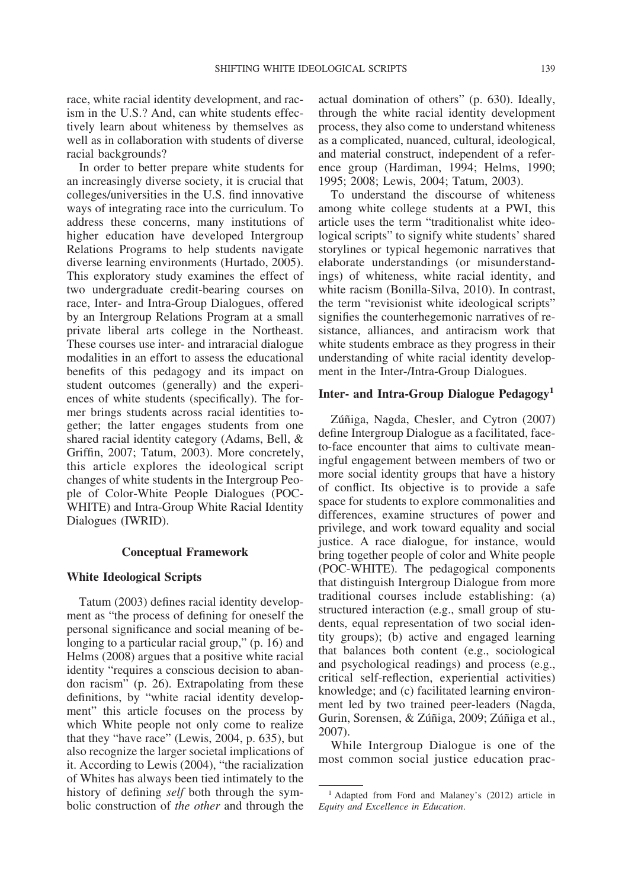race, white racial identity development, and racism in the U.S.? And, can white students effectively learn about whiteness by themselves as well as in collaboration with students of diverse racial backgrounds?

In order to better prepare white students for an increasingly diverse society, it is crucial that colleges/universities in the U.S. find innovative ways of integrating race into the curriculum. To address these concerns, many institutions of higher education have developed Intergroup Relations Programs to help students navigate diverse learning environments (Hurtado, 2005). This exploratory study examines the effect of two undergraduate credit-bearing courses on race, Inter- and Intra-Group Dialogues, offered by an Intergroup Relations Program at a small private liberal arts college in the Northeast. These courses use inter- and intraracial dialogue modalities in an effort to assess the educational benefits of this pedagogy and its impact on student outcomes (generally) and the experiences of white students (specifically). The former brings students across racial identities together; the latter engages students from one shared racial identity category (Adams, Bell, & Griffin, 2007; Tatum, 2003). More concretely, this article explores the ideological script changes of white students in the Intergroup People of Color-White People Dialogues (POC-WHITE) and Intra-Group White Racial Identity Dialogues (IWRID).

## Conceptual Framework

### White Ideological Scripts

Tatum (2003) defines racial identity development as "the process of defining for oneself the personal significance and social meaning of belonging to a particular racial group," (p. 16) and Helms (2008) argues that a positive white racial identity "requires a conscious decision to abandon racism" (p. 26). Extrapolating from these definitions, by "white racial identity development" this article focuses on the process by which White people not only come to realize that they "have race" (Lewis, 2004, p. 635), but also recognize the larger societal implications of it. According to Lewis (2004), "the racialization of Whites has always been tied intimately to the history of defining *self* both through the symbolic construction of *the other* and through the actual domination of others" (p. 630). Ideally, through the white racial identity development process, they also come to understand whiteness as a complicated, nuanced, cultural, ideological, and material construct, independent of a reference group (Hardiman, 1994; Helms, 1990; 1995; 2008; Lewis, 2004; Tatum, 2003).

To understand the discourse of whiteness among white college students at a PWI, this article uses the term "traditionalist white ideological scripts" to signify white students' shared storylines or typical hegemonic narratives that elaborate understandings (or misunderstandings) of whiteness, white racial identity, and white racism (Bonilla-Silva, 2010). In contrast, the term "revisionist white ideological scripts" signifies the counterhegemonic narratives of resistance, alliances, and antiracism work that white students embrace as they progress in their understanding of white racial identity development in the Inter-/Intra-Group Dialogues.

### Inter- and Intra-Group Dialogue Pedagogy[1]

Zúñiga, Nagda, Chesler, and Cytron (2007) define Intergroup Dialogue as a facilitated, face-to-face encounter that aims to cultivate meaningful engagement between members of two or more social identity groups that have a history of conflict. Its objective is to provide a safe space for students to explore commonalities and differences, examine structures of power and privilege, and work toward equality and social justice. A race dialogue, for instance, would bring together people of color and White people (POC-WHITE). The pedagogical components that distinguish Intergroup Dialogue from more traditional courses include establishing: (a) structured interaction (e.g., small group of students, equal representation of two social identity groups); (b) active and engaged learning that balances both content (e.g., sociological and psychological readings) and process (e.g., critical self-reflection, experiential activities) knowledge; and (c) facilitated learning environment led by two trained peer-leaders (Nagda, Gurin, Sorensen, & Zúñiga, 2009; Zúñiga et al., 2007).

While Intergroup Dialogue is one of the most common social justice education prac-

[1] Adapted from Ford and Malaney's (2012) article in *Equity and Excellence in Education*.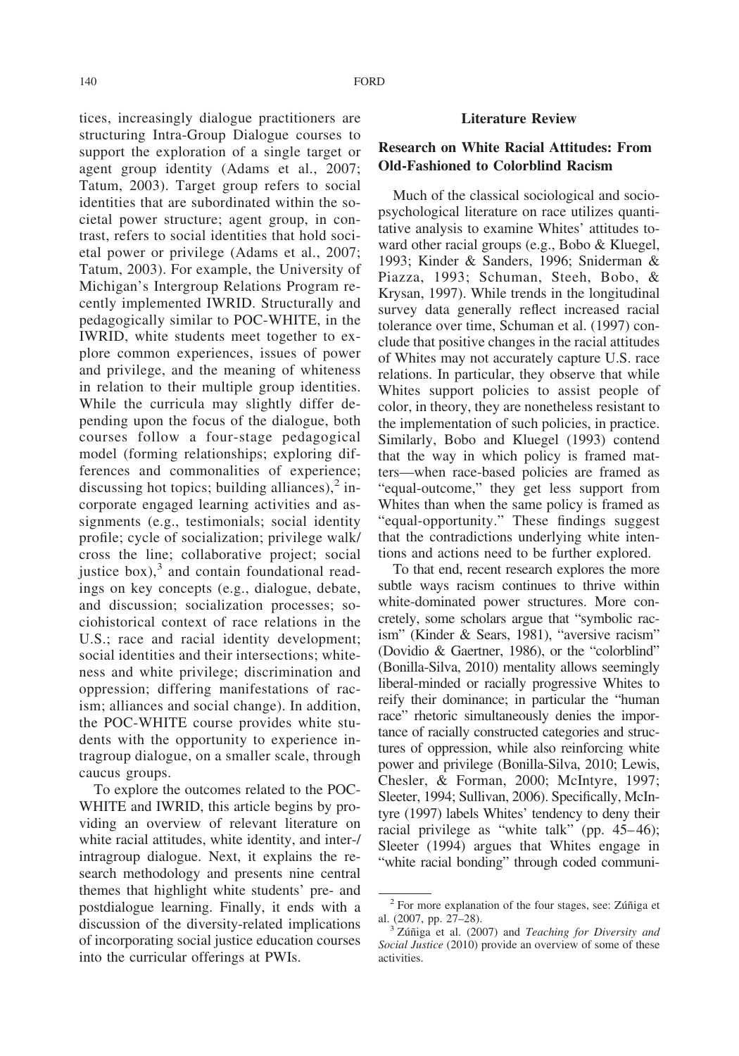tices, increasingly dialogue practitioners are structuring Intra-Group Dialogue courses to support the exploration of a single target or agent group identity (Adams et al., 2007; Tatum, 2003). Target group refers to social identities that are subordinated within the societal power structure; agent group, in contrast, refers to social identities that hold societal power or privilege (Adams et al., 2007; Tatum, 2003). For example, the University of Michigan's Intergroup Relations Program recently implemented IWRID. Structurally and pedagogically similar to POC-WHITE, in the IWRID, white students meet together to explore common experiences, issues of power and privilege, and the meaning of whiteness in relation to their multiple group identities. While the curricula may slightly differ depending upon the focus of the dialogue, both courses follow a four-stage pedagogical model (forming relationships; exploring differences and commonalities of experience; discussing hot topics; building alliances),[2] incorporate engaged learning activities and assignments (e.g., testimonials; social identity profile; cycle of socialization; privilege walk/cross the line; collaborative project; social justice box),[3] and contain foundational readings on key concepts (e.g., dialogue, debate, and discussion; socialization processes; sociohistorical context of race relations in the U.S.; race and racial identity development; social identities and their intersections; whiteness and white privilege; discrimination and oppression; differing manifestations of racism; alliances and social change). In addition, the POC-WHITE course provides white students with the opportunity to experience intragroup dialogue, on a smaller scale, through caucus groups.

To explore the outcomes related to the POC-WHITE and IWRID, this article begins by providing an overview of relevant literature on white racial attitudes, white identity, and inter-/intragroup dialogue. Next, it explains the research methodology and presents nine central themes that highlight white students' pre- and postdialogue learning. Finally, it ends with a discussion of the diversity-related implications of incorporating social justice education courses into the curricular offerings at PWIs.

## Literature Review

### Research on White Racial Attitudes: From Old-Fashioned to Colorblind Racism

Much of the classical sociological and sociopsychological literature on race utilizes quantitative analysis to examine Whites' attitudes toward other racial groups (e.g., Bobo & Kluegel, 1993; Kinder & Sanders, 1996; Sniderman & Piazza, 1993; Schuman, Steeh, Bobo, & Krysan, 1997). While trends in the longitudinal survey data generally reflect increased racial tolerance over time, Schuman et al. (1997) conclude that positive changes in the racial attitudes of Whites may not accurately capture U.S. race relations. In particular, they observe that while Whites support policies to assist people of color, in theory, they are nonetheless resistant to the implementation of such policies, in practice. Similarly, Bobo and Kluegel (1993) contend that the way in which policy is framed matters—when race-based policies are framed as "equal-outcome," they get less support from Whites than when the same policy is framed as "equal-opportunity." These findings suggest that the contradictions underlying white intentions and actions need to be further explored.

To that end, recent research explores the more subtle ways racism continues to thrive within white-dominated power structures. More concretely, some scholars argue that "symbolic racism" (Kinder & Sears, 1981), "aversive racism" (Dovidio & Gaertner, 1986), or the "colorblind" (Bonilla-Silva, 2010) mentality allows seemingly liberal-minded or racially progressive Whites to reify their dominance; in particular the "human race" rhetoric simultaneously denies the importance of racially constructed categories and structures of oppression, while also reinforcing white power and privilege (Bonilla-Silva, 2010; Lewis, Chesler, & Forman, 2000; McIntyre, 1997; Sleeter, 1994; Sullivan, 2006). Specifically, McIntyre (1997) labels Whites' tendency to deny their racial privilege as "white talk" (pp. 45–46); Sleeter (1994) argues that Whites engage in "white racial bonding" through coded communi-

[2] For more explanation of the four stages, see: Zúñiga et al. (2007, pp. 27–28).

[3] Zúñiga et al. (2007) and *Teaching for Diversity and Social Justice* (2010) provide an overview of some of these activities.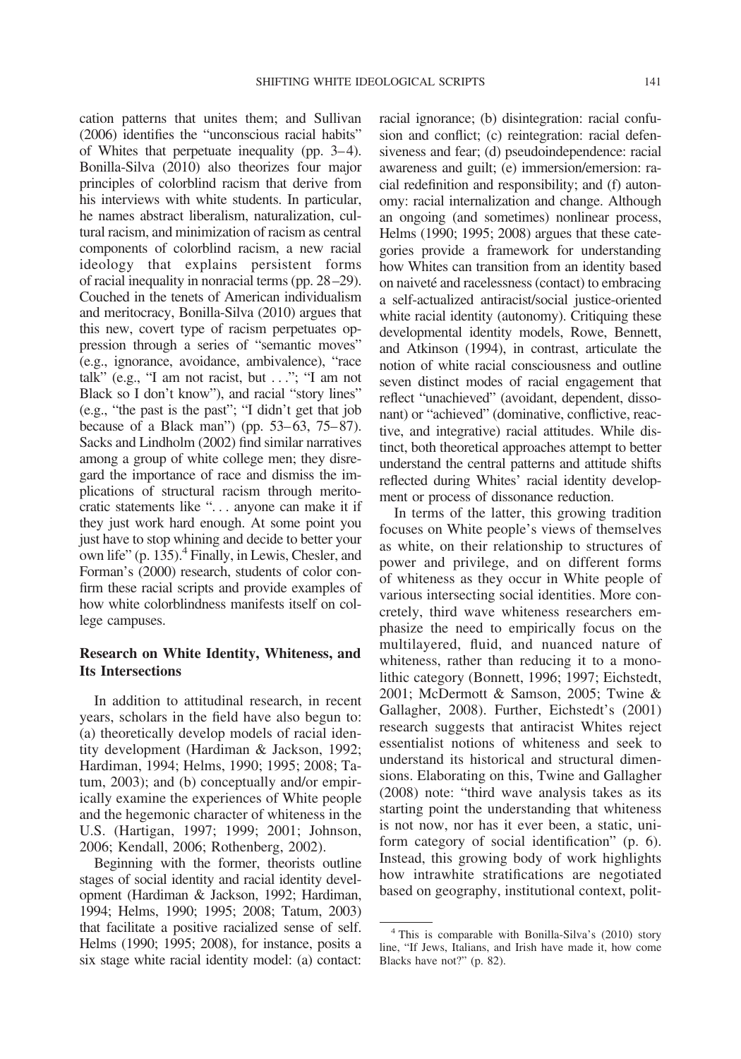cation patterns that unites them; and Sullivan (2006) identifies the "unconscious racial habits" of Whites that perpetuate inequality (pp. 3–4). Bonilla-Silva (2010) also theorizes four major principles of colorblind racism that derive from his interviews with white students. In particular, he names abstract liberalism, naturalization, cultural racism, and minimization of racism as central components of colorblind racism, a new racial ideology that explains persistent forms of racial inequality in nonracial terms (pp. 28–29). Couched in the tenets of American individualism and meritocracy, Bonilla-Silva (2010) argues that this new, covert type of racism perpetuates oppression through a series of "semantic moves" (e.g., ignorance, avoidance, ambivalence), "race talk" (e.g., "I am not racist, but . . ."; "I am not Black so I don't know"), and racial "story lines" (e.g., "the past is the past"; "I didn't get that job because of a Black man") (pp. 53–63, 75–87). Sacks and Lindholm (2002) find similar narratives among a group of white college men; they disregard the importance of race and dismiss the implications of structural racism through meritocratic statements like ". . . anyone can make it if they just work hard enough. At some point you just have to stop whining and decide to better your own life" (p. 135).[4] Finally, in Lewis, Chesler, and Forman's (2000) research, students of color confirm these racial scripts and provide examples of how white colorblindness manifests itself on college campuses.

## Research on White Identity, Whiteness, and Its Intersections

In addition to attitudinal research, in recent years, scholars in the field have also begun to: (a) theoretically develop models of racial identity development (Hardiman & Jackson, 1992; Hardiman, 1994; Helms, 1990; 1995; 2008; Tatum, 2003); and (b) conceptually and/or empirically examine the experiences of White people and the hegemonic character of whiteness in the U.S. (Hartigan, 1997; 1999; 2001; Johnson, 2006; Kendall, 2006; Rothenberg, 2002).

Beginning with the former, theorists outline stages of social identity and racial identity development (Hardiman & Jackson, 1992; Hardiman, 1994; Helms, 1990; 1995; 2008; Tatum, 2003) that facilitate a positive racialized sense of self. Helms (1990; 1995; 2008), for instance, posits a six stage white racial identity model: (a) contact: racial ignorance; (b) disintegration: racial confusion and conflict; (c) reintegration: racial defensiveness and fear; (d) pseudoindependence: racial awareness and guilt; (e) immersion/emersion: racial redefinition and responsibility; and (f) autonomy: racial internalization and change. Although an ongoing (and sometimes) nonlinear process, Helms (1990; 1995; 2008) argues that these categories provide a framework for understanding how Whites can transition from an identity based on naiveté and racelessness (contact) to embracing a self-actualized antiracist/social justice-oriented white racial identity (autonomy). Critiquing these developmental identity models, Rowe, Bennett, and Atkinson (1994), in contrast, articulate the notion of white racial consciousness and outline seven distinct modes of racial engagement that reflect "unachieved" (avoidant, dependent, dissonant) or "achieved" (dominative, conflictive, reactive, and integrative) racial attitudes. While distinct, both theoretical approaches attempt to better understand the central patterns and attitude shifts reflected during Whites' racial identity development or process of dissonance reduction.

In terms of the latter, this growing tradition focuses on White people's views of themselves as white, on their relationship to structures of power and privilege, and on different forms of whiteness as they occur in White people of various intersecting social identities. More concretely, third wave whiteness researchers emphasize the need to empirically focus on the multilayered, fluid, and nuanced nature of whiteness, rather than reducing it to a monolithic category (Bonnett, 1996; 1997; Eichstedt, 2001; McDermott & Samson, 2005; Twine & Gallagher, 2008). Further, Eichstedt's (2001) research suggests that antiracist Whites reject essentialist notions of whiteness and seek to understand its historical and structural dimensions. Elaborating on this, Twine and Gallagher (2008) note: "third wave analysis takes as its starting point the understanding that whiteness is not now, nor has it ever been, a static, uniform category of social identification" (p. 6). Instead, this growing body of work highlights how intrawhite stratifications are negotiated based on geography, institutional context, polit-

[4] This is comparable with Bonilla-Silva's (2010) story line, "If Jews, Italians, and Irish have made it, how come Blacks have not?" (p. 82).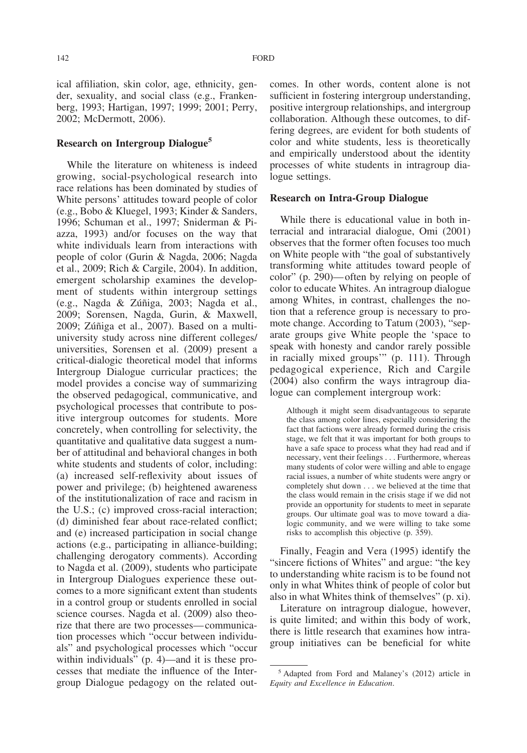ical affiliation, skin color, age, ethnicity, gender, sexuality, and social class (e.g., Frankenberg, 1993; Hartigan, 1997; 1999; 2001; Perry, 2002; McDermott, 2006).

## Research on Intergroup Dialogue[5]

While the literature on whiteness is indeed growing, social-psychological research into race relations has been dominated by studies of White persons' attitudes toward people of color (e.g., Bobo & Kluegel, 1993; Kinder & Sanders, 1996; Schuman et al., 1997; Sniderman & Piazza, 1993) and/or focuses on the way that white individuals learn from interactions with people of color (Gurin & Nagda, 2006; Nagda et al., 2009; Rich & Cargile, 2004). In addition, emergent scholarship examines the development of students within intergroup settings (e.g., Nagda & Zúñiga, 2003; Nagda et al., 2009; Sorensen, Nagda, Gurin, & Maxwell, 2009; Zúñiga et al., 2007). Based on a multi-university study across nine different colleges/universities, Sorensen et al. (2009) present a critical-dialogic theoretical model that informs Intergroup Dialogue curricular practices; the model provides a concise way of summarizing the observed pedagogical, communicative, and psychological processes that contribute to positive intergroup outcomes for students. More concretely, when controlling for selectivity, the quantitative and qualitative data suggest a number of attitudinal and behavioral changes in both white students and students of color, including: (a) increased self-reflexivity about issues of power and privilege; (b) heightened awareness of the institutionalization of race and racism in the U.S.; (c) improved cross-racial interaction; (d) diminished fear about race-related conflict; and (e) increased participation in social change actions (e.g., participating in alliance-building; challenging derogatory comments). According to Nagda et al. (2009), students who participate in Intergroup Dialogues experience these outcomes to a more significant extent than students in a control group or students enrolled in social science courses. Nagda et al. (2009) also theorize that there are two processes—communication processes which "occur between individuals" and psychological processes which "occur within individuals" (p. 4)—and it is these processes that mediate the influence of the Intergroup Dialogue pedagogy on the related outcomes. In other words, content alone is not sufficient in fostering intergroup understanding, positive intergroup relationships, and intergroup collaboration. Although these outcomes, to differing degrees, are evident for both students of color and white students, less is theoretically and empirically understood about the identity processes of white students in intragroup dialogue settings.

## Research on Intra-Group Dialogue

While there is educational value in both interracial and intraracial dialogue, Omi (2001) observes that the former often focuses too much on White people with "the goal of substantively transforming white attitudes toward people of color" (p. 290)—often by relying on people of color to educate Whites. An intragroup dialogue among Whites, in contrast, challenges the notion that a reference group is necessary to promote change. According to Tatum (2003), "separate groups give White people the 'space to speak with honesty and candor rarely possible in racially mixed groups'" (p. 111). Through pedagogical experience, Rich and Cargile (2004) also confirm the ways intragroup dialogue can complement intergroup work:

> Although it might seem disadvantageous to separate the class among color lines, especially considering the fact that factions were already formed during the crisis stage, we felt that it was important for both groups to have a safe space to process what they had read and if necessary, vent their feelings . . . Furthermore, whereas many students of color were willing and able to engage racial issues, a number of white students were angry or completely shut down . . . we believed at the time that the class would remain in the crisis stage if we did not provide an opportunity for students to meet in separate groups. Our ultimate goal was to move toward a dialogic community, and we were willing to take some risks to accomplish this objective (p. 359).

Finally, Feagin and Vera (1995) identify the "sincere fictions of Whites" and argue: "the key to understanding white racism is to be found not only in what Whites think of people of color but also in what Whites think of themselves" (p. xi).

Literature on intragroup dialogue, however, is quite limited; and within this body of work, there is little research that examines how intragroup initiatives can be beneficial for white

[5] Adapted from Ford and Malaney's (2012) article in *Equity and Excellence in Education*.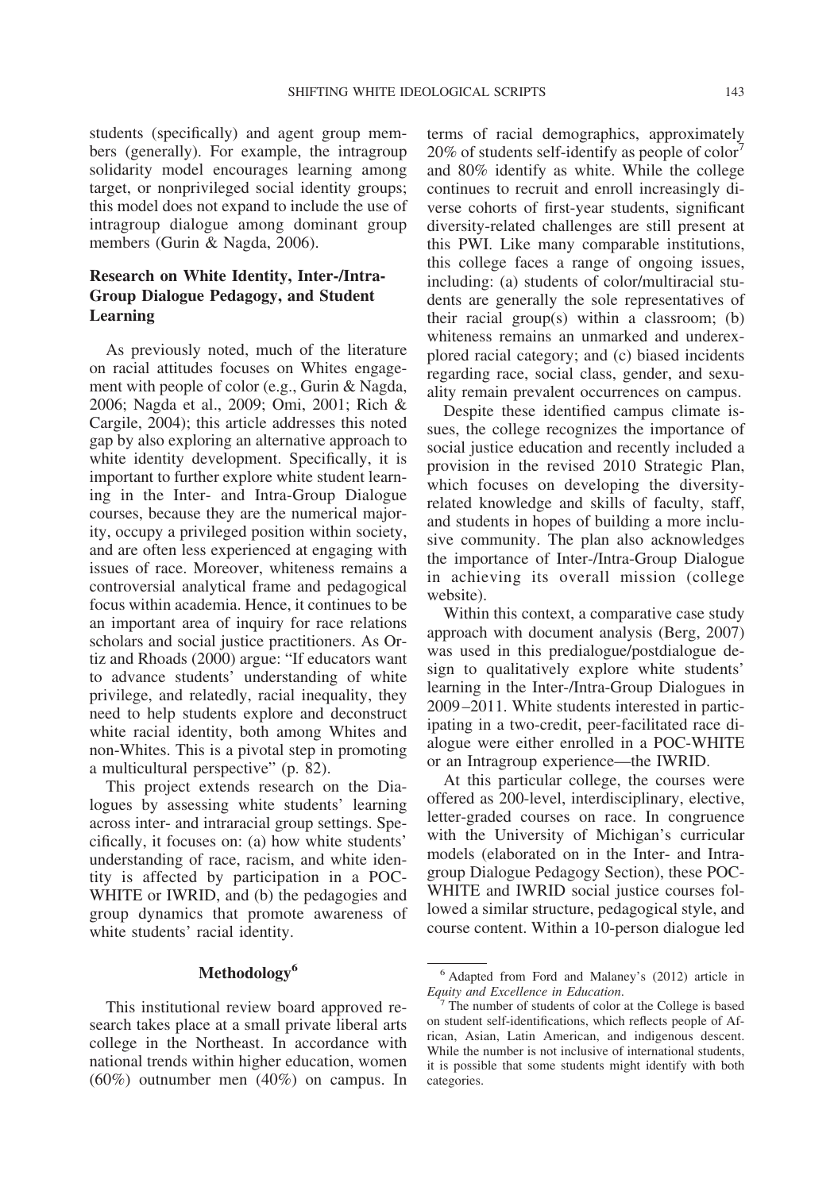students (specifically) and agent group members (generally). For example, the intragroup solidarity model encourages learning among target, or nonprivileged social identity groups; this model does not expand to include the use of intragroup dialogue among dominant group members (Gurin & Nagda, 2006).

## Research on White Identity, Inter-/Intra-Group Dialogue Pedagogy, and Student Learning

As previously noted, much of the literature on racial attitudes focuses on Whites engagement with people of color (e.g., Gurin & Nagda, 2006; Nagda et al., 2009; Omi, 2001; Rich & Cargile, 2004); this article addresses this noted gap by also exploring an alternative approach to white identity development. Specifically, it is important to further explore white student learning in the Inter- and Intra-Group Dialogue courses, because they are the numerical majority, occupy a privileged position within society, and are often less experienced at engaging with issues of race. Moreover, whiteness remains a controversial analytical frame and pedagogical focus within academia. Hence, it continues to be an important area of inquiry for race relations scholars and social justice practitioners. As Ortiz and Rhoads (2000) argue: "If educators want to advance students' understanding of white privilege, and relatedly, racial inequality, they need to help students explore and deconstruct white racial identity, both among Whites and non-Whites. This is a pivotal step in promoting a multicultural perspective" (p. 82).

This project extends research on the Dialogues by assessing white students' learning across inter- and intraracial group settings. Specifically, it focuses on: (a) how white students' understanding of race, racism, and white identity is affected by participation in a POC-WHITE or IWRID, and (b) the pedagogies and group dynamics that promote awareness of white students' racial identity.

## Methodology[6]

This institutional review board approved research takes place at a small private liberal arts college in the Northeast. In accordance with national trends within higher education, women (60%) outnumber men (40%) on campus. In terms of racial demographics, approximately 20% of students self-identify as people of color[7] and 80% identify as white. While the college continues to recruit and enroll increasingly diverse cohorts of first-year students, significant diversity-related challenges are still present at this PWI. Like many comparable institutions, this college faces a range of ongoing issues, including: (a) students of color/multiracial students are generally the sole representatives of their racial group(s) within a classroom; (b) whiteness remains an unmarked and underexplored racial category; and (c) biased incidents regarding race, social class, gender, and sexuality remain prevalent occurrences on campus.

Despite these identified campus climate issues, the college recognizes the importance of social justice education and recently included a provision in the revised 2010 Strategic Plan, which focuses on developing the diversity-related knowledge and skills of faculty, staff, and students in hopes of building a more inclusive community. The plan also acknowledges the importance of Inter-/Intra-Group Dialogue in achieving its overall mission (college website).

Within this context, a comparative case study approach with document analysis (Berg, 2007) was used in this predialogue/postdialogue design to qualitatively explore white students' learning in the Inter-/Intra-Group Dialogues in 2009–2011. White students interested in participating in a two-credit, peer-facilitated race dialogue were either enrolled in a POC-WHITE or an Intragroup experience—the IWRID.

At this particular college, the courses were offered as 200-level, interdisciplinary, elective, letter-graded courses on race. In congruence with the University of Michigan's curricular models (elaborated on in the Inter- and Intragroup Dialogue Pedagogy Section), these POC-WHITE and IWRID social justice courses followed a similar structure, pedagogical style, and course content. Within a 10-person dialogue led

---

[6] Adapted from Ford and Malaney's (2012) article in *Equity and Excellence in Education*.

[7] The number of students of color at the College is based on student self-identifications, which reflects people of African, Asian, Latin American, and indigenous descent. While the number is not inclusive of international students, it is possible that some students might identify with both categories.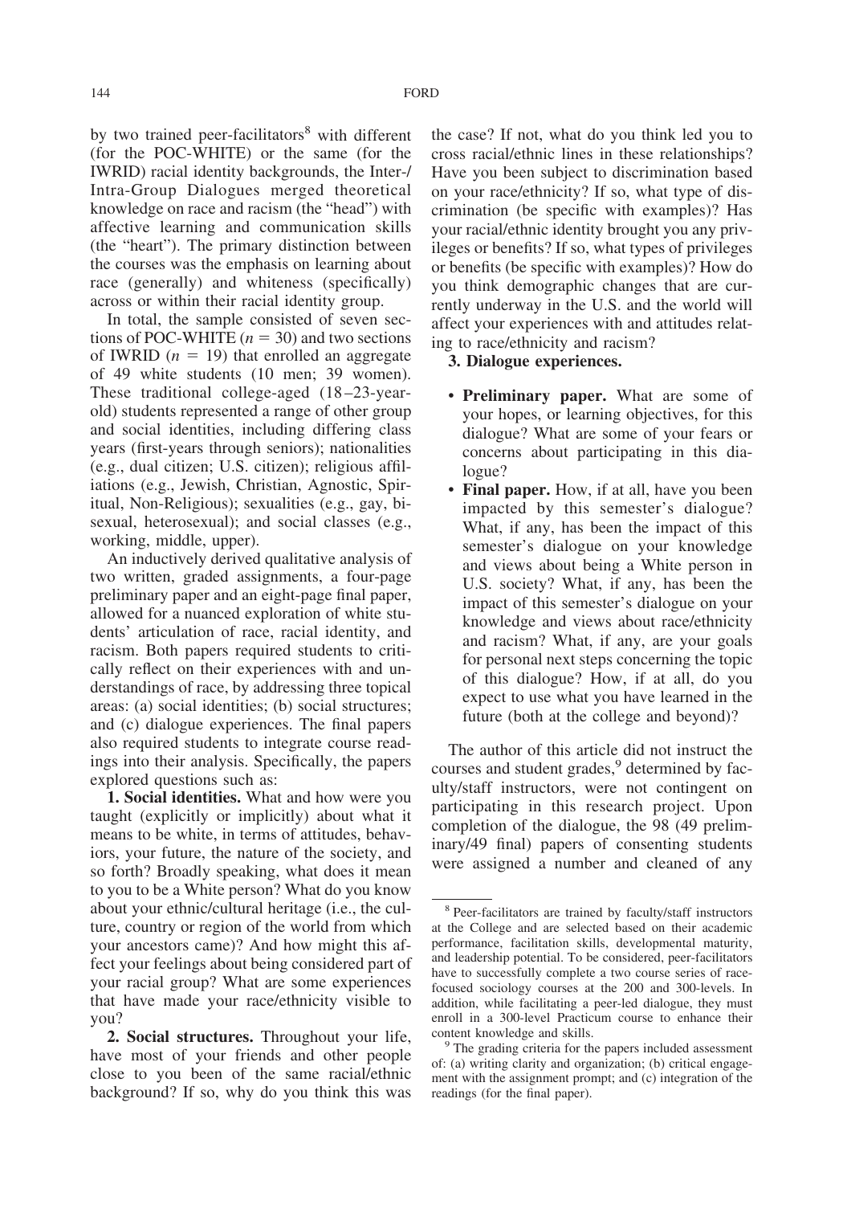by two trained peer-facilitators[8] with different (for the POC-WHITE) or the same (for the IWRID) racial identity backgrounds, the Inter-/Intra-Group Dialogues merged theoretical knowledge on race and racism (the "head") with affective learning and communication skills (the "heart"). The primary distinction between the courses was the emphasis on learning about race (generally) and whiteness (specifically) across or within their racial identity group.

In total, the sample consisted of seven sections of POC-WHITE ($n = 30$) and two sections of IWRID ($n = 19$) that enrolled an aggregate of 49 white students (10 men; 39 women). These traditional college-aged (18–23-year-old) students represented a range of other group and social identities, including differing class years (first-years through seniors); nationalities (e.g., dual citizen; U.S. citizen); religious affiliations (e.g., Jewish, Christian, Agnostic, Spiritual, Non-Religious); sexualities (e.g., gay, bisexual, heterosexual); and social classes (e.g., working, middle, upper).

An inductively derived qualitative analysis of two written, graded assignments, a four-page preliminary paper and an eight-page final paper, allowed for a nuanced exploration of white students' articulation of race, racial identity, and racism. Both papers required students to critically reflect on their experiences with and understandings of race, by addressing three topical areas: (a) social identities; (b) social structures; and (c) dialogue experiences. The final papers also required students to integrate course readings into their analysis. Specifically, the papers explored questions such as:

**1. Social identities.** What and how were you taught (explicitly or implicitly) about what it means to be white, in terms of attitudes, behaviors, your future, the nature of the society, and so forth? Broadly speaking, what does it mean to you to be a White person? What do you know about your ethnic/cultural heritage (i.e., the culture, country or region of the world from which your ancestors came)? And how might this affect your feelings about being considered part of your racial group? What are some experiences that have made your race/ethnicity visible to you?

**2. Social structures.** Throughout your life, have most of your friends and other people close to you been of the same racial/ethnic background? If so, why do you think this was the case? If not, what do you think led you to cross racial/ethnic lines in these relationships? Have you been subject to discrimination based on your race/ethnicity? If so, what type of discrimination (be specific with examples)? Has your racial/ethnic identity brought you any privileges or benefits? If so, what types of privileges or benefits (be specific with examples)? How do you think demographic changes that are currently underway in the U.S. and the world will affect your experiences with and attitudes relating to race/ethnicity and racism?

**3. Dialogue experiences.**

- **Preliminary paper.** What are some of your hopes, or learning objectives, for this dialogue? What are some of your fears or concerns about participating in this dialogue?
- **Final paper.** How, if at all, have you been impacted by this semester's dialogue? What, if any, has been the impact of this semester's dialogue on your knowledge and views about being a White person in U.S. society? What, if any, has been the impact of this semester's dialogue on your knowledge and views about race/ethnicity and racism? What, if any, are your goals for personal next steps concerning the topic of this dialogue? How, if at all, do you expect to use what you have learned in the future (both at the college and beyond)?

The author of this article did not instruct the courses and student grades,[9] determined by faculty/staff instructors, were not contingent on participating in this research project. Upon completion of the dialogue, the 98 (49 preliminary/49 final) papers of consenting students were assigned a number and cleaned of any

---

[8] Peer-facilitators are trained by faculty/staff instructors at the College and are selected based on their academic performance, facilitation skills, developmental maturity, and leadership potential. To be considered, peer-facilitators have to successfully complete a two course series of race-focused sociology courses at the 200 and 300-levels. In addition, while facilitating a peer-led dialogue, they must enroll in a 300-level Practicum course to enhance their content knowledge and skills.

[9] The grading criteria for the papers included assessment of: (a) writing clarity and organization; (b) critical engagement with the assignment prompt; and (c) integration of the readings (for the final paper).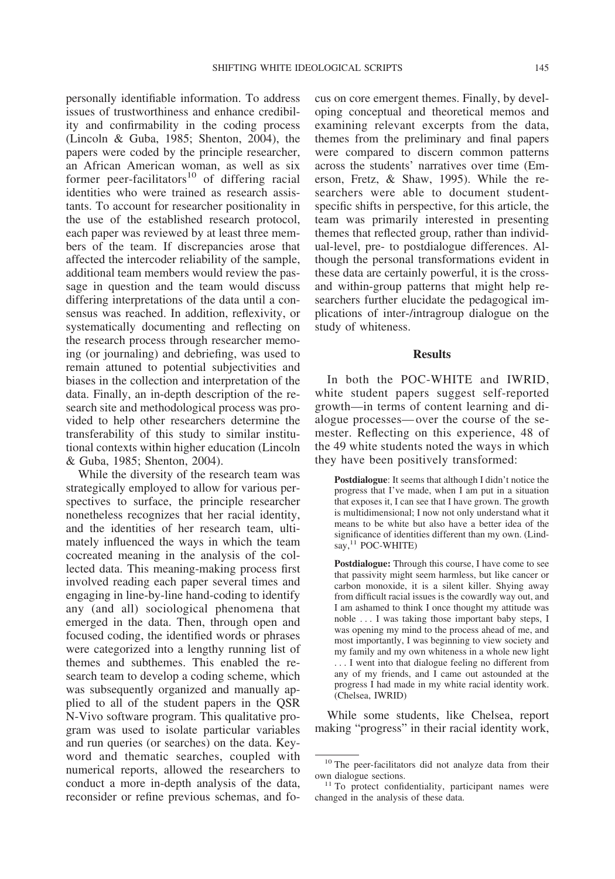personally identifiable information. To address issues of trustworthiness and enhance credibility and confirmability in the coding process (Lincoln & Guba, 1985; Shenton, 2004), the papers were coded by the principle researcher, an African American woman, as well as six former peer-facilitators[10] of differing racial identities who were trained as research assistants. To account for researcher positionality in the use of the established research protocol, each paper was reviewed by at least three members of the team. If discrepancies arose that affected the intercoder reliability of the sample, additional team members would review the passage in question and the team would discuss differing interpretations of the data until a consensus was reached. In addition, reflexivity, or systematically documenting and reflecting on the research process through researcher memoing (or journaling) and debriefing, was used to remain attuned to potential subjectivities and biases in the collection and interpretation of the data. Finally, an in-depth description of the research site and methodological process was provided to help other researchers determine the transferability of this study to similar institutional contexts within higher education (Lincoln & Guba, 1985; Shenton, 2004).

While the diversity of the research team was strategically employed to allow for various perspectives to surface, the principle researcher nonetheless recognizes that her racial identity, and the identities of her research team, ultimately influenced the ways in which the team cocreated meaning in the analysis of the collected data. This meaning-making process first involved reading each paper several times and engaging in line-by-line hand-coding to identify any (and all) sociological phenomena that emerged in the data. Then, through open and focused coding, the identified words or phrases were categorized into a lengthy running list of themes and subthemes. This enabled the research team to develop a coding scheme, which was subsequently organized and manually applied to all of the student papers in the QSR N-Vivo software program. This qualitative program was used to isolate particular variables and run queries (or searches) on the data. Keyword and thematic searches, coupled with numerical reports, allowed the researchers to conduct a more in-depth analysis of the data, reconsider or refine previous schemas, and focus on core emergent themes. Finally, by developing conceptual and theoretical memos and examining relevant excerpts from the data, themes from the preliminary and final papers were compared to discern common patterns across the students' narratives over time (Emerson, Fretz, & Shaw, 1995). While the researchers were able to document student-specific shifts in perspective, for this article, the team was primarily interested in presenting themes that reflected group, rather than individual-level, pre- to postdialogue differences. Although the personal transformations evident in these data are certainly powerful, it is the cross- and within-group patterns that might help researchers further elucidate the pedagogical implications of inter-/intragroup dialogue on the study of whiteness.

## Results

In both the POC-WHITE and IWRID, white student papers suggest self-reported growth—in terms of content learning and dialogue processes—over the course of the semester. Reflecting on this experience, 48 of the 49 white students noted the ways in which they have been positively transformed:

> **Postdialogue**: It seems that although I didn't notice the progress that I've made, when I am put in a situation that exposes it, I can see that I have grown. The growth is multidimensional; I now not only understand what it means to be white but also have a better idea of the significance of identities different than my own. (Lindsay,[11] POC-WHITE)

> **Postdialogue:** Through this course, I have come to see that passivity might seem harmless, but like cancer or carbon monoxide, it is a silent killer. Shying away from difficult racial issues is the cowardly way out, and I am ashamed to think I once thought my attitude was noble . . . I was taking those important baby steps, I was opening my mind to the process ahead of me, and most importantly, I was beginning to view society and my family and my own whiteness in a whole new light . . . I went into that dialogue feeling no different from any of my friends, and I came out astounded at the progress I had made in my white racial identity work. (Chelsea, IWRID)

While some students, like Chelsea, report making "progress" in their racial identity work,

[10] The peer-facilitators did not analyze data from their own dialogue sections.

[11] To protect confidentiality, participant names were changed in the analysis of these data.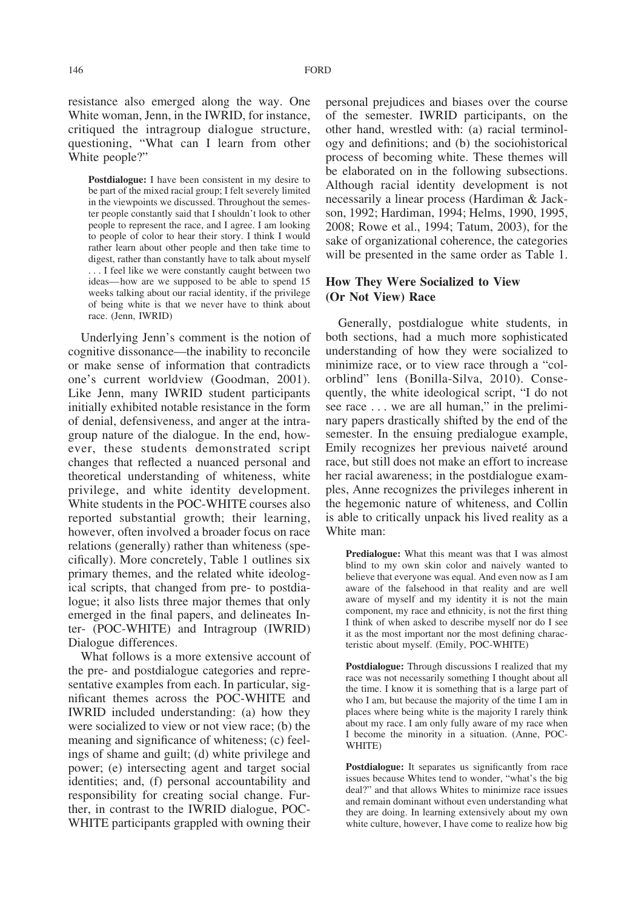resistance also emerged along the way. One White woman, Jenn, in the IWRID, for instance, critiqued the intragroup dialogue structure, questioning, "What can I learn from other White people?"

> **Postdialogue:** I have been consistent in my desire to be part of the mixed racial group; I felt severely limited in the viewpoints we discussed. Throughout the semester people constantly said that I shouldn't look to other people to represent the race, and I agree. I am looking to people of color to hear their story. I think I would rather learn about other people and then take time to digest, rather than constantly have to talk about myself . . . I feel like we were constantly caught between two ideas—how are we supposed to be able to spend 15 weeks talking about our racial identity, if the privilege of being white is that we never have to think about race. (Jenn, IWRID)

Underlying Jenn's comment is the notion of cognitive dissonance—the inability to reconcile or make sense of information that contradicts one's current worldview (Goodman, 2001). Like Jenn, many IWRID student participants initially exhibited notable resistance in the form of denial, defensiveness, and anger at the intragroup nature of the dialogue. In the end, however, these students demonstrated script changes that reflected a nuanced personal and theoretical understanding of whiteness, white privilege, and white identity development. White students in the POC-WHITE courses also reported substantial growth; their learning, however, often involved a broader focus on race relations (generally) rather than whiteness (specifically). More concretely, Table 1 outlines six primary themes, and the related white ideological scripts, that changed from pre- to postdialogue; it also lists three major themes that only emerged in the final papers, and delineates Inter- (POC-WHITE) and Intragroup (IWRID) Dialogue differences.

What follows is a more extensive account of the pre- and postdialogue categories and representative examples from each. In particular, significant themes across the POC-WHITE and IWRID included understanding: (a) how they were socialized to view or not view race; (b) the meaning and significance of whiteness; (c) feelings of shame and guilt; (d) white privilege and power; (e) intersecting agent and target social identities; and, (f) personal accountability and responsibility for creating social change. Further, in contrast to the IWRID dialogue, POC-WHITE participants grappled with owning their personal prejudices and biases over the course of the semester. IWRID participants, on the other hand, wrestled with: (a) racial terminology and definitions; and (b) the sociohistorical process of becoming white. These themes will be elaborated on in the following subsections. Although racial identity development is not necessarily a linear process (Hardiman & Jackson, 1992; Hardiman, 1994; Helms, 1990, 1995, 2008; Rowe et al., 1994; Tatum, 2003), for the sake of organizational coherence, the categories will be presented in the same order as Table 1.

### How They Were Socialized to View (Or Not View) Race

Generally, postdialogue white students, in both sections, had a much more sophisticated understanding of how they were socialized to minimize race, or to view race through a "colorblind" lens (Bonilla-Silva, 2010). Consequently, the white ideological script, "I do not see race . . . we are all human," in the preliminary papers drastically shifted by the end of the semester. In the ensuing predialogue example, Emily recognizes her previous naiveté around race, but still does not make an effort to increase her racial awareness; in the postdialogue examples, Anne recognizes the privileges inherent in the hegemonic nature of whiteness, and Collin is able to critically unpack his lived reality as a White man:

> **Predialogue:** What this meant was that I was almost blind to my own skin color and naively wanted to believe that everyone was equal. And even now as I am aware of the falsehood in that reality and are well aware of myself and my identity it is not the main component, my race and ethnicity, is not the first thing I think of when asked to describe myself nor do I see it as the most important nor the most defining characteristic about myself. (Emily, POC-WHITE)

> **Postdialogue:** Through discussions I realized that my race was not necessarily something I thought about all the time. I know it is something that is a large part of who I am, but because the majority of the time I am in places where being white is the majority I rarely think about my race. I am only fully aware of my race when I become the minority in a situation. (Anne, POC-WHITE)

> **Postdialogue:** It separates us significantly from race issues because Whites tend to wonder, "what's the big deal?" and that allows Whites to minimize race issues and remain dominant without even understanding what they are doing. In learning extensively about my own white culture, however, I have come to realize how big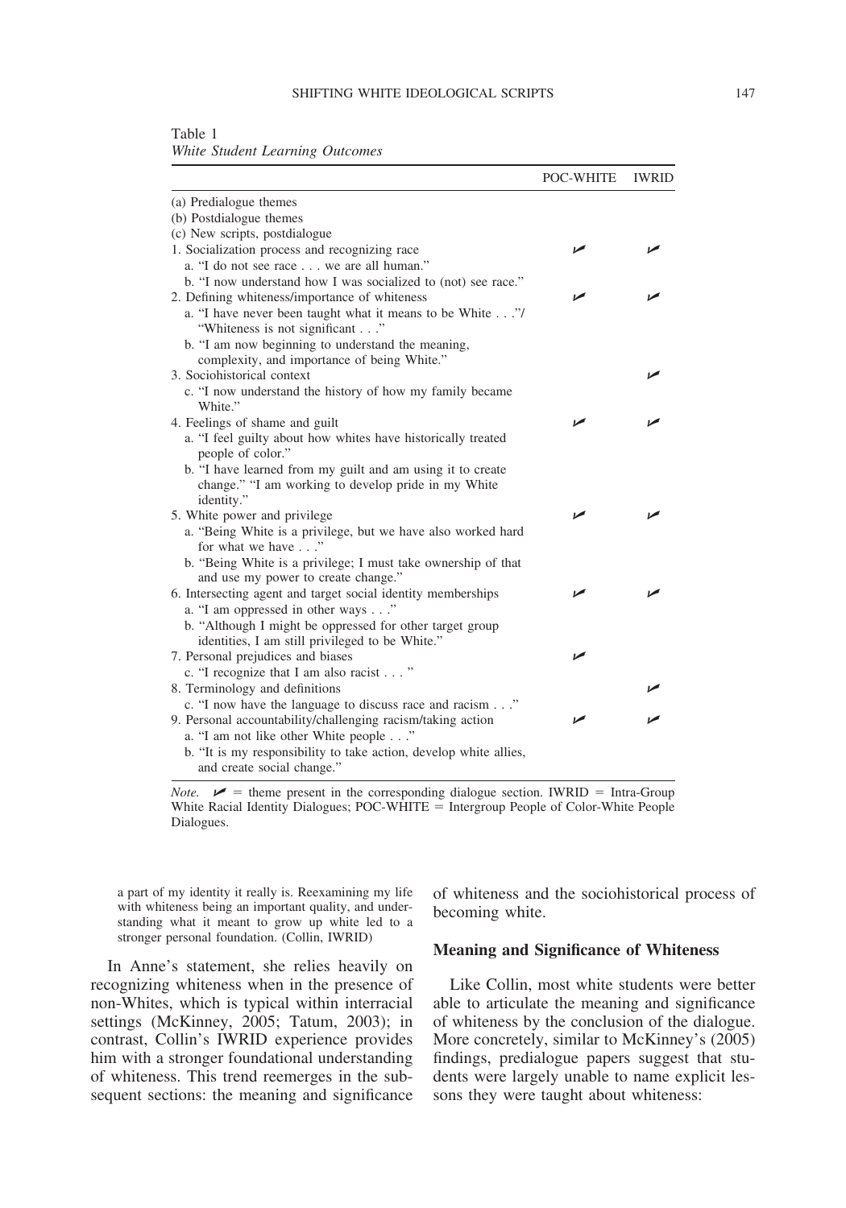Table 1
*White Student Learning Outcomes*

| | POC-WHITE | IWRID |
|---|---|---|
| (a) Predialogue themes | | |
| (b) Postdialogue themes | | |
| (c) New scripts, postdialogue | | |
| 1. Socialization process and recognizing race | ✓ | ✓ |
| a. "I do not see race . . . we are all human." | | |
| b. "I now understand how I was socialized to (not) see race." | | |
| 2. Defining whiteness/importance of whiteness | ✓ | ✓ |
| a. "I have never been taught what it means to be White . . ."/ "Whiteness is not significant . . ." | | |
| b. "I am now beginning to understand the meaning, complexity, and importance of being White." | | |
| 3. Sociohistorical context | | ✓ |
| c. "I now understand the history of how my family became White." | | |
| 4. Feelings of shame and guilt | ✓ | ✓ |
| a. "I feel guilty about how whites have historically treated people of color." | | |
| b. "I have learned from my guilt and am using it to create change." "I am working to develop pride in my White identity." | | |
| 5. White power and privilege | ✓ | ✓ |
| a. "Being White is a privilege, but we have also worked hard for what we have . . ." | | |
| b. "Being White is a privilege; I must take ownership of that and use my power to create change." | | |
| 6. Intersecting agent and target social identity memberships | ✓ | ✓ |
| a. "I am oppressed in other ways . . ." | | |
| b. "Although I might be oppressed for other target group identities, I am still privileged to be White." | | |
| 7. Personal prejudices and biases | ✓ | |
| c. "I recognize that I am also racist . . . " | | |
| 8. Terminology and definitions | | ✓ |
| c. "I now have the language to discuss race and racism . . ." | | |
| 9. Personal accountability/challenging racism/taking action | ✓ | ✓ |
| a. "I am not like other White people . . ." | | |
| b. "It is my responsibility to take action, develop white allies, and create social change." | | |

*Note.* ✓ = theme present in the corresponding dialogue section. IWRID = Intra-Group White Racial Identity Dialogues; POC-WHITE = Intergroup People of Color-White People Dialogues.

> a part of my identity it really is. Reexamining my life with whiteness being an important quality, and understanding what it meant to grow up white led to a stronger personal foundation. (Collin, IWRID)

In Anne's statement, she relies heavily on recognizing whiteness when in the presence of non-Whites, which is typical within interracial settings (McKinney, 2005; Tatum, 2003); in contrast, Collin's IWRID experience provides him with a stronger foundational understanding of whiteness. This trend reemerges in the subsequent sections: the meaning and significance of whiteness and the sociohistorical process of becoming white.

### Meaning and Significance of Whiteness

Like Collin, most white students were better able to articulate the meaning and significance of whiteness by the conclusion of the dialogue. More concretely, similar to McKinney's (2005) findings, predialogue papers suggest that students were largely unable to name explicit lessons they were taught about whiteness: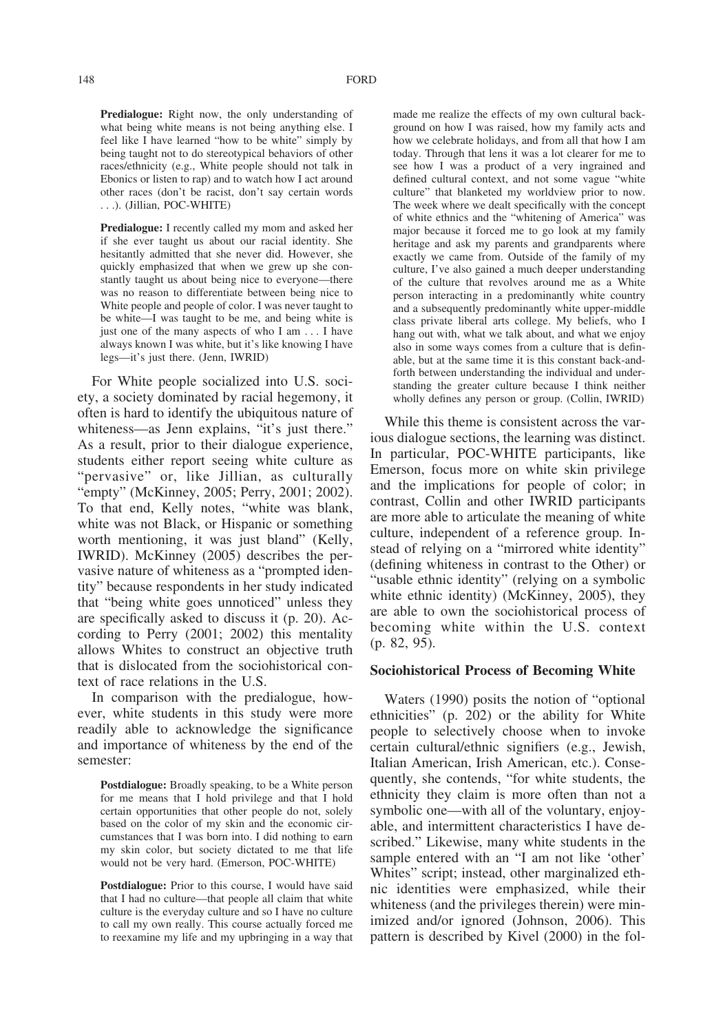**Predialogue:** Right now, the only understanding of what being white means is not being anything else. I feel like I have learned "how to be white" simply by being taught not to do stereotypical behaviors of other races/ethnicity (e.g., White people should not talk in Ebonics or listen to rap) and to watch how I act around other races (don't be racist, don't say certain words . . .). (Jillian, POC-WHITE)

**Predialogue:** I recently called my mom and asked her if she ever taught us about our racial identity. She hesitantly admitted that she never did. However, she quickly emphasized that when we grew up she constantly taught us about being nice to everyone—there was no reason to differentiate between being nice to White people and people of color. I was never taught to be white—I was taught to be me, and being white is just one of the many aspects of who I am . . . I have always known I was white, but it's like knowing I have legs—it's just there. (Jenn, IWRID)

For White people socialized into U.S. society, a society dominated by racial hegemony, it often is hard to identify the ubiquitous nature of whiteness—as Jenn explains, "it's just there." As a result, prior to their dialogue experience, students either report seeing white culture as "pervasive" or, like Jillian, as culturally "empty" (McKinney, 2005; Perry, 2001; 2002). To that end, Kelly notes, "white was blank, white was not Black, or Hispanic or something worth mentioning, it was just bland" (Kelly, IWRID). McKinney (2005) describes the pervasive nature of whiteness as a "prompted identity" because respondents in her study indicated that "being white goes unnoticed" unless they are specifically asked to discuss it (p. 20). According to Perry (2001; 2002) this mentality allows Whites to construct an objective truth that is dislocated from the sociohistorical context of race relations in the U.S.

In comparison with the predialogue, however, white students in this study were more readily able to acknowledge the significance and importance of whiteness by the end of the semester:

**Postdialogue:** Broadly speaking, to be a White person for me means that I hold privilege and that I hold certain opportunities that other people do not, solely based on the color of my skin and the economic circumstances that I was born into. I did nothing to earn my skin color, but society dictated to me that life would not be very hard. (Emerson, POC-WHITE)

**Postdialogue:** Prior to this course, I would have said that I had no culture—that people all claim that white culture is the everyday culture and so I have no culture to call my own really. This course actually forced me to reexamine my life and my upbringing in a way that made me realize the effects of my own cultural background on how I was raised, how my family acts and how we celebrate holidays, and from all that how I am today. Through that lens it was a lot clearer for me to see how I was a product of a very ingrained and defined cultural context, and not some vague "white culture" that blanketed my worldview prior to now. The week where we dealt specifically with the concept of white ethnics and the "whitening of America" was major because it forced me to go look at my family heritage and ask my parents and grandparents where exactly we came from. Outside of the family of my culture, I've also gained a much deeper understanding of the culture that revolves around me as a White person interacting in a predominantly white country and a subsequently predominantly white upper-middle class private liberal arts college. My beliefs, who I hang out with, what we talk about, and what we enjoy also in some ways comes from a culture that is definable, but at the same time it is this constant back-and-forth between understanding the individual and understanding the greater culture because I think neither wholly defines any person or group. (Collin, IWRID)

While this theme is consistent across the various dialogue sections, the learning was distinct. In particular, POC-WHITE participants, like Emerson, focus more on white skin privilege and the implications for people of color; in contrast, Collin and other IWRID participants are more able to articulate the meaning of white culture, independent of a reference group. Instead of relying on a "mirrored white identity" (defining whiteness in contrast to the Other) or "usable ethnic identity" (relying on a symbolic white ethnic identity) (McKinney, 2005), they are able to own the sociohistorical process of becoming white within the U.S. context (p. 82, 95).

### Sociohistorical Process of Becoming White

Waters (1990) posits the notion of "optional ethnicities" (p. 202) or the ability for White people to selectively choose when to invoke certain cultural/ethnic signifiers (e.g., Jewish, Italian American, Irish American, etc.). Consequently, she contends, "for white students, the ethnicity they claim is more often than not a symbolic one—with all of the voluntary, enjoyable, and intermittent characteristics I have described." Likewise, many white students in the sample entered with an "I am not like 'other' Whites" script; instead, other marginalized ethnic identities were emphasized, while their whiteness (and the privileges therein) were minimized and/or ignored (Johnson, 2006). This pattern is described by Kivel (2000) in the fol-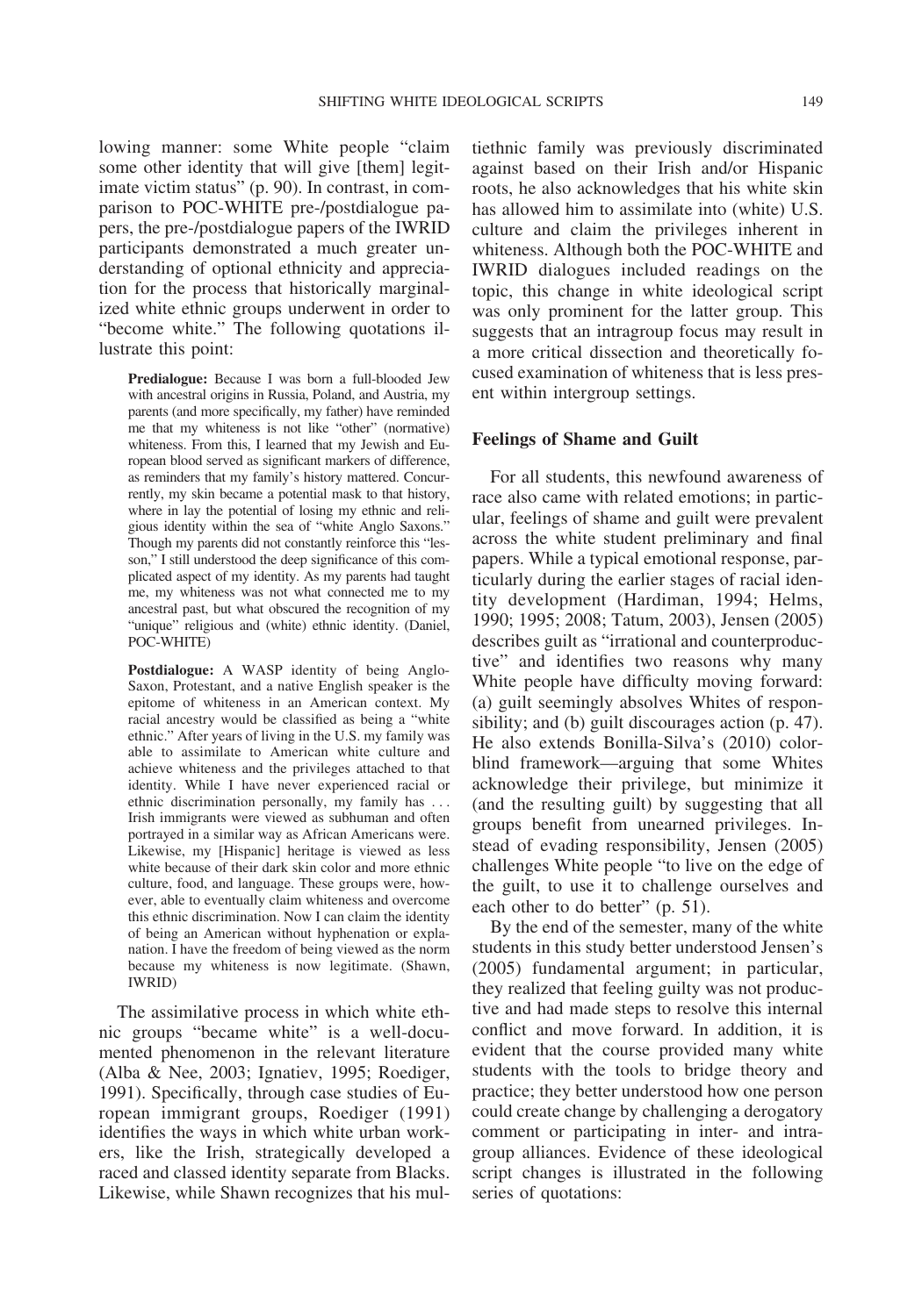lowing manner: some White people "claim some other identity that will give [them] legitimate victim status" (p. 90). In contrast, in comparison to POC-WHITE pre-/postdialogue papers, the pre-/postdialogue papers of the IWRID participants demonstrated a much greater understanding of optional ethnicity and appreciation for the process that historically marginalized white ethnic groups underwent in order to "become white." The following quotations illustrate this point:

> **Predialogue:** Because I was born a full-blooded Jew with ancestral origins in Russia, Poland, and Austria, my parents (and more specifically, my father) have reminded me that my whiteness is not like "other" (normative) whiteness. From this, I learned that my Jewish and European blood served as significant markers of difference, as reminders that my family's history mattered. Concurrently, my skin became a potential mask to that history, where in lay the potential of losing my ethnic and religious identity within the sea of "white Anglo Saxons." Though my parents did not constantly reinforce this "lesson," I still understood the deep significance of this complicated aspect of my identity. As my parents had taught me, my whiteness was not what connected me to my ancestral past, but what obscured the recognition of my "unique" religious and (white) ethnic identity. (Daniel, POC-WHITE)

> **Postdialogue:** A WASP identity of being Anglo-Saxon, Protestant, and a native English speaker is the epitome of whiteness in an American context. My racial ancestry would be classified as being a "white ethnic." After years of living in the U.S. my family was able to assimilate to American white culture and achieve whiteness and the privileges attached to that identity. While I have never experienced racial or ethnic discrimination personally, my family has . . . Irish immigrants were viewed as subhuman and often portrayed in a similar way as African Americans were. Likewise, my [Hispanic] heritage is viewed as less white because of their dark skin color and more ethnic culture, food, and language. These groups were, however, able to eventually claim whiteness and overcome this ethnic discrimination. Now I can claim the identity of being an American without hyphenation or explanation. I have the freedom of being viewed as the norm because my whiteness is now legitimate. (Shawn, IWRID)

The assimilative process in which white ethnic groups "became white" is a well-documented phenomenon in the relevant literature (Alba & Nee, 2003; Ignatiev, 1995; Roediger, 1991). Specifically, through case studies of European immigrant groups, Roediger (1991) identifies the ways in which white urban workers, like the Irish, strategically developed a raced and classed identity separate from Blacks. Likewise, while Shawn recognizes that his multiethnic family was previously discriminated against based on their Irish and/or Hispanic roots, he also acknowledges that his white skin has allowed him to assimilate into (white) U.S. culture and claim the privileges inherent in whiteness. Although both the POC-WHITE and IWRID dialogues included readings on the topic, this change in white ideological script was only prominent for the latter group. This suggests that an intragroup focus may result in a more critical dissection and theoretically focused examination of whiteness that is less present within intergroup settings.

### Feelings of Shame and Guilt

For all students, this newfound awareness of race also came with related emotions; in particular, feelings of shame and guilt were prevalent across the white student preliminary and final papers. While a typical emotional response, particularly during the earlier stages of racial identity development (Hardiman, 1994; Helms, 1990; 1995; 2008; Tatum, 2003), Jensen (2005) describes guilt as "irrational and counterproductive" and identifies two reasons why many White people have difficulty moving forward: (a) guilt seemingly absolves Whites of responsibility; and (b) guilt discourages action (p. 47). He also extends Bonilla-Silva's (2010) color-blind framework—arguing that some Whites acknowledge their privilege, but minimize it (and the resulting guilt) by suggesting that all groups benefit from unearned privileges. Instead of evading responsibility, Jensen (2005) challenges White people "to live on the edge of the guilt, to use it to challenge ourselves and each other to do better" (p. 51).

By the end of the semester, many of the white students in this study better understood Jensen's (2005) fundamental argument; in particular, they realized that feeling guilty was not productive and had made steps to resolve this internal conflict and move forward. In addition, it is evident that the course provided many white students with the tools to bridge theory and practice; they better understood how one person could create change by challenging a derogatory comment or participating in inter- and intragroup alliances. Evidence of these ideological script changes is illustrated in the following series of quotations: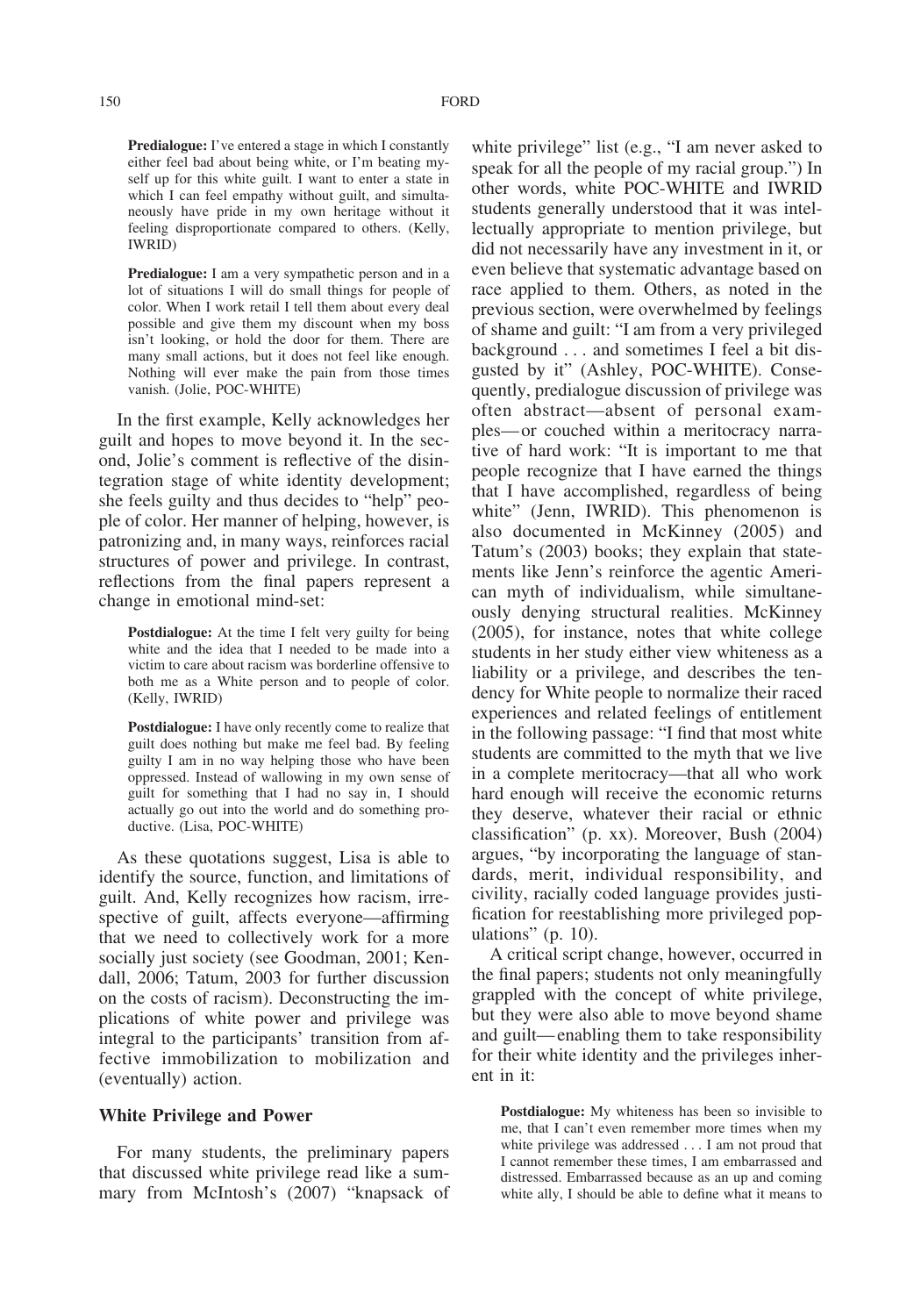**Predialogue:** I've entered a stage in which I constantly either feel bad about being white, or I'm beating myself up for this white guilt. I want to enter a state in which I can feel empathy without guilt, and simultaneously have pride in my own heritage without it feeling disproportionate compared to others. (Kelly, IWRID)

**Predialogue:** I am a very sympathetic person and in a lot of situations I will do small things for people of color. When I work retail I tell them about every deal possible and give them my discount when my boss isn't looking, or hold the door for them. There are many small actions, but it does not feel like enough. Nothing will ever make the pain from those times vanish. (Jolie, POC-WHITE)

In the first example, Kelly acknowledges her guilt and hopes to move beyond it. In the second, Jolie's comment is reflective of the disintegration stage of white identity development; she feels guilty and thus decides to "help" people of color. Her manner of helping, however, is patronizing and, in many ways, reinforces racial structures of power and privilege. In contrast, reflections from the final papers represent a change in emotional mind-set:

**Postdialogue:** At the time I felt very guilty for being white and the idea that I needed to be made into a victim to care about racism was borderline offensive to both me as a White person and to people of color. (Kelly, IWRID)

**Postdialogue:** I have only recently come to realize that guilt does nothing but make me feel bad. By feeling guilty I am in no way helping those who have been oppressed. Instead of wallowing in my own sense of guilt for something that I had no say in, I should actually go out into the world and do something productive. (Lisa, POC-WHITE)

As these quotations suggest, Lisa is able to identify the source, function, and limitations of guilt. And, Kelly recognizes how racism, irrespective of guilt, affects everyone—affirming that we need to collectively work for a more socially just society (see Goodman, 2001; Kendall, 2006; Tatum, 2003 for further discussion on the costs of racism). Deconstructing the implications of white power and privilege was integral to the participants' transition from affective immobilization to mobilization and (eventually) action.

## White Privilege and Power

For many students, the preliminary papers that discussed white privilege read like a summary from McIntosh's (2007) "knapsack of white privilege" list (e.g., "I am never asked to speak for all the people of my racial group.") In other words, white POC-WHITE and IWRID students generally understood that it was intellectually appropriate to mention privilege, but did not necessarily have any investment in it, or even believe that systematic advantage based on race applied to them. Others, as noted in the previous section, were overwhelmed by feelings of shame and guilt: "I am from a very privileged background . . . and sometimes I feel a bit disgusted by it" (Ashley, POC-WHITE). Consequently, predialogue discussion of privilege was often abstract—absent of personal examples—or couched within a meritocracy narrative of hard work: "It is important to me that people recognize that I have earned the things that I have accomplished, regardless of being white" (Jenn, IWRID). This phenomenon is also documented in McKinney (2005) and Tatum's (2003) books; they explain that statements like Jenn's reinforce the agentic American myth of individualism, while simultaneously denying structural realities. McKinney (2005), for instance, notes that white college students in her study either view whiteness as a liability or a privilege, and describes the tendency for White people to normalize their raced experiences and related feelings of entitlement in the following passage: "I find that most white students are committed to the myth that we live in a complete meritocracy—that all who work hard enough will receive the economic returns they deserve, whatever their racial or ethnic classification" (p. xx). Moreover, Bush (2004) argues, "by incorporating the language of standards, merit, individual responsibility, and civility, racially coded language provides justification for reestablishing more privileged populations" (p. 10).

A critical script change, however, occurred in the final papers; students not only meaningfully grappled with the concept of white privilege, but they were also able to move beyond shame and guilt—enabling them to take responsibility for their white identity and the privileges inherent in it:

**Postdialogue:** My whiteness has been so invisible to me, that I can't even remember more times when my white privilege was addressed . . . I am not proud that I cannot remember these times, I am embarrassed and distressed. Embarrassed because as an up and coming white ally, I should be able to define what it means to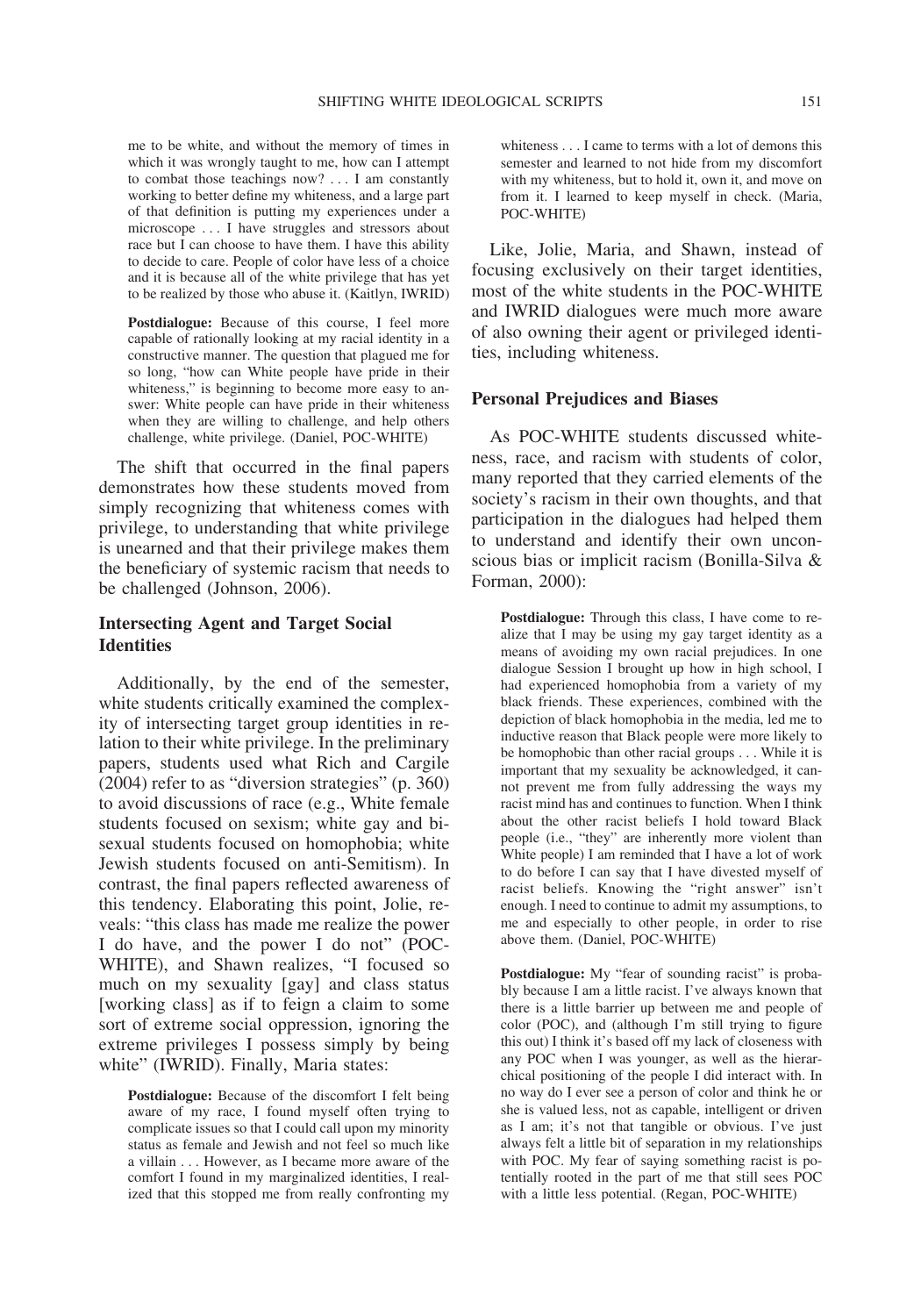me to be white, and without the memory of times in which it was wrongly taught to me, how can I attempt to combat those teachings now? . . . I am constantly working to better define my whiteness, and a large part of that definition is putting my experiences under a microscope . . . I have struggles and stressors about race but I can choose to have them. I have this ability to decide to care. People of color have less of a choice and it is because all of the white privilege that has yet to be realized by those who abuse it. (Kaitlyn, IWRID)

> **Postdialogue:** Because of this course, I feel more capable of rationally looking at my racial identity in a constructive manner. The question that plagued me for so long, "how can White people have pride in their whiteness," is beginning to become more easy to answer: White people can have pride in their whiteness when they are willing to challenge, and help others challenge, white privilege. (Daniel, POC-WHITE)

The shift that occurred in the final papers demonstrates how these students moved from simply recognizing that whiteness comes with privilege, to understanding that white privilege is unearned and that their privilege makes them the beneficiary of systemic racism that needs to be challenged (Johnson, 2006).

### Intersecting Agent and Target Social Identities

Additionally, by the end of the semester, white students critically examined the complexity of intersecting target group identities in relation to their white privilege. In the preliminary papers, students used what Rich and Cargile (2004) refer to as "diversion strategies" (p. 360) to avoid discussions of race (e.g., White female students focused on sexism; white gay and bisexual students focused on homophobia; white Jewish students focused on anti-Semitism). In contrast, the final papers reflected awareness of this tendency. Elaborating this point, Jolie, reveals: "this class has made me realize the power I do have, and the power I do not" (POC-WHITE), and Shawn realizes, "I focused so much on my sexuality [gay] and class status [working class] as if to feign a claim to some sort of extreme social oppression, ignoring the extreme privileges I possess simply by being white" (IWRID). Finally, Maria states:

> **Postdialogue:** Because of the discomfort I felt being aware of my race, I found myself often trying to complicate issues so that I could call upon my minority status as female and Jewish and not feel so much like a villain . . . However, as I became more aware of the comfort I found in my marginalized identities, I realized that this stopped me from really confronting my whiteness . . . I came to terms with a lot of demons this semester and learned to not hide from my discomfort with my whiteness, but to hold it, own it, and move on from it. I learned to keep myself in check. (Maria, POC-WHITE)

Like, Jolie, Maria, and Shawn, instead of focusing exclusively on their target identities, most of the white students in the POC-WHITE and IWRID dialogues were much more aware of also owning their agent or privileged identities, including whiteness.

### Personal Prejudices and Biases

As POC-WHITE students discussed whiteness, race, and racism with students of color, many reported that they carried elements of the society's racism in their own thoughts, and that participation in the dialogues had helped them to understand and identify their own unconscious bias or implicit racism (Bonilla-Silva & Forman, 2000):

> **Postdialogue:** Through this class, I have come to realize that I may be using my gay target identity as a means of avoiding my own racial prejudices. In one dialogue Session I brought up how in high school, I had experienced homophobia from a variety of my black friends. These experiences, combined with the depiction of black homophobia in the media, led me to inductive reason that Black people were more likely to be homophobic than other racial groups . . . While it is important that my sexuality be acknowledged, it cannot prevent me from fully addressing the ways my racist mind has and continues to function. When I think about the other racist beliefs I hold toward Black people (i.e., "they" are inherently more violent than White people) I am reminded that I have a lot of work to do before I can say that I have divested myself of racist beliefs. Knowing the "right answer" isn't enough. I need to continue to admit my assumptions, to me and especially to other people, in order to rise above them. (Daniel, POC-WHITE)

> **Postdialogue:** My "fear of sounding racist" is probably because I am a little racist. I've always known that there is a little barrier up between me and people of color (POC), and (although I'm still trying to figure this out) I think it's based off my lack of closeness with any POC when I was younger, as well as the hierarchical positioning of the people I did interact with. In no way do I ever see a person of color and think he or she is valued less, not as capable, intelligent or driven as I am; it's not that tangible or obvious. I've just always felt a little bit of separation in my relationships with POC. My fear of saying something racist is potentially rooted in the part of me that still sees POC with a little less potential. (Regan, POC-WHITE)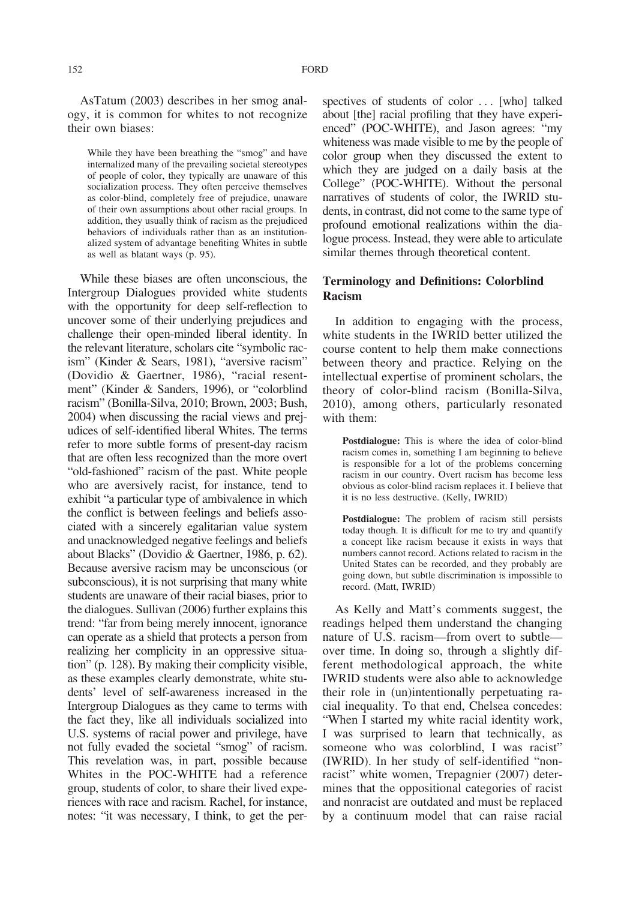AsTatum (2003) describes in her smog analogy, it is common for whites to not recognize their own biases:

> While they have been breathing the "smog" and have internalized many of the prevailing societal stereotypes of people of color, they typically are unaware of this socialization process. They often perceive themselves as color-blind, completely free of prejudice, unaware of their own assumptions about other racial groups. In addition, they usually think of racism as the prejudiced behaviors of individuals rather than as an institutionalized system of advantage benefiting Whites in subtle as well as blatant ways (p. 95).

While these biases are often unconscious, the Intergroup Dialogues provided white students with the opportunity for deep self-reflection to uncover some of their underlying prejudices and challenge their open-minded liberal identity. In the relevant literature, scholars cite "symbolic racism" (Kinder & Sears, 1981), "aversive racism" (Dovidio & Gaertner, 1986), "racial resentment" (Kinder & Sanders, 1996), or "colorblind racism" (Bonilla-Silva, 2010; Brown, 2003; Bush, 2004) when discussing the racial views and prejudices of self-identified liberal Whites. The terms refer to more subtle forms of present-day racism that are often less recognized than the more overt "old-fashioned" racism of the past. White people who are aversively racist, for instance, tend to exhibit "a particular type of ambivalence in which the conflict is between feelings and beliefs associated with a sincerely egalitarian value system and unacknowledged negative feelings and beliefs about Blacks" (Dovidio & Gaertner, 1986, p. 62). Because aversive racism may be unconscious (or subconscious), it is not surprising that many white students are unaware of their racial biases, prior to the dialogues. Sullivan (2006) further explains this trend: "far from being merely innocent, ignorance can operate as a shield that protects a person from realizing her complicity in an oppressive situation" (p. 128). By making their complicity visible, as these examples clearly demonstrate, white students' level of self-awareness increased in the Intergroup Dialogues as they came to terms with the fact they, like all individuals socialized into U.S. systems of racial power and privilege, have not fully evaded the societal "smog" of racism. This revelation was, in part, possible because Whites in the POC-WHITE had a reference group, students of color, to share their lived experiences with race and racism. Rachel, for instance, notes: "it was necessary, I think, to get the perspectives of students of color . . . [who] talked about [the] racial profiling that they have experienced" (POC-WHITE), and Jason agrees: "my whiteness was made visible to me by the people of color group when they discussed the extent to which they are judged on a daily basis at the College" (POC-WHITE). Without the personal narratives of students of color, the IWRID students, in contrast, did not come to the same type of profound emotional realizations within the dialogue process. Instead, they were able to articulate similar themes through theoretical content.

## Terminology and Definitions: Colorblind Racism

In addition to engaging with the process, white students in the IWRID better utilized the course content to help them make connections between theory and practice. Relying on the intellectual expertise of prominent scholars, the theory of color-blind racism (Bonilla-Silva, 2010), among others, particularly resonated with them:

> **Postdialogue:** This is where the idea of color-blind racism comes in, something I am beginning to believe is responsible for a lot of the problems concerning racism in our country. Overt racism has become less obvious as color-blind racism replaces it. I believe that it is no less destructive. (Kelly, IWRID)

> **Postdialogue:** The problem of racism still persists today though. It is difficult for me to try and quantify a concept like racism because it exists in ways that numbers cannot record. Actions related to racism in the United States can be recorded, and they probably are going down, but subtle discrimination is impossible to record. (Matt, IWRID)

As Kelly and Matt's comments suggest, the readings helped them understand the changing nature of U.S. racism—from overt to subtle—over time. In doing so, through a slightly different methodological approach, the white IWRID students were also able to acknowledge their role in (un)intentionally perpetuating racial inequality. To that end, Chelsea concedes: "When I started my white racial identity work, I was surprised to learn that technically, as someone who was colorblind, I was racist" (IWRID). In her study of self-identified "nonracist" white women, Trepagnier (2007) determines that the oppositional categories of racist and nonracist are outdated and must be replaced by a continuum model that can raise racial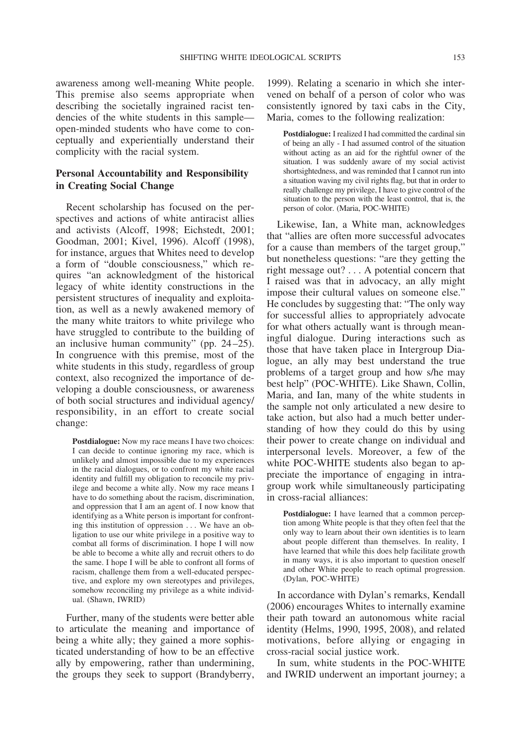awareness among well-meaning White people. This premise also seems appropriate when describing the societally ingrained racist tendencies of the white students in this sample—open-minded students who have come to conceptually and experientially understand their complicity with the racial system.

### Personal Accountability and Responsibility in Creating Social Change

Recent scholarship has focused on the perspectives and actions of white antiracist allies and activists (Alcoff, 1998; Eichstedt, 2001; Goodman, 2001; Kivel, 1996). Alcoff (1998), for instance, argues that Whites need to develop a form of "double consciousness," which requires "an acknowledgment of the historical legacy of white identity constructions in the persistent structures of inequality and exploitation, as well as a newly awakened memory of the many white traitors to white privilege who have struggled to contribute to the building of an inclusive human community" (pp. 24–25). In congruence with this premise, most of the white students in this study, regardless of group context, also recognized the importance of developing a double consciousness, or awareness of both social structures and individual agency/responsibility, in an effort to create social change:

> **Postdialogue:** Now my race means I have two choices: I can decide to continue ignoring my race, which is unlikely and almost impossible due to my experiences in the racial dialogues, or to confront my white racial identity and fulfill my obligation to reconcile my privilege and become a white ally. Now my race means I have to do something about the racism, discrimination, and oppression that I am an agent of. I now know that identifying as a White person is important for confronting this institution of oppression . . . We have an obligation to use our white privilege in a positive way to combat all forms of discrimination. I hope I will now be able to become a white ally and recruit others to do the same. I hope I will be able to confront all forms of racism, challenge them from a well-educated perspective, and explore my own stereotypes and privileges, somehow reconciling my privilege as a white individual. (Shawn, IWRID)

Further, many of the students were better able to articulate the meaning and importance of being a white ally; they gained a more sophisticated understanding of how to be an effective ally by empowering, rather than undermining, the groups they seek to support (Brandyberry, 1999). Relating a scenario in which she intervened on behalf of a person of color who was consistently ignored by taxi cabs in the City, Maria, comes to the following realization:

> **Postdialogue:** I realized I had committed the cardinal sin of being an ally - I had assumed control of the situation without acting as an aid for the rightful owner of the situation. I was suddenly aware of my social activist shortsightedness, and was reminded that I cannot run into a situation waving my civil rights flag, but that in order to really challenge my privilege, I have to give control of the situation to the person with the least control, that is, the person of color. (Maria, POC-WHITE)

Likewise, Ian, a White man, acknowledges that "allies are often more successful advocates for a cause than members of the target group," but nonetheless questions: "are they getting the right message out? . . . A potential concern that I raised was that in advocacy, an ally might impose their cultural values on someone else." He concludes by suggesting that: "The only way for successful allies to appropriately advocate for what others actually want is through meaningful dialogue. During interactions such as those that have taken place in Intergroup Dialogue, an ally may best understand the true problems of a target group and how s/he may best help" (POC-WHITE). Like Shawn, Collin, Maria, and Ian, many of the white students in the sample not only articulated a new desire to take action, but also had a much better understanding of how they could do this by using their power to create change on individual and interpersonal levels. Moreover, a few of the white POC-WHITE students also began to appreciate the importance of engaging in intragroup work while simultaneously participating in cross-racial alliances:

> **Postdialogue:** I have learned that a common perception among White people is that they often feel that the only way to learn about their own identities is to learn about people different than themselves. In reality, I have learned that while this does help facilitate growth in many ways, it is also important to question oneself and other White people to reach optimal progression. (Dylan, POC-WHITE)

In accordance with Dylan's remarks, Kendall (2006) encourages Whites to internally examine their path toward an autonomous white racial identity (Helms, 1990, 1995, 2008), and related motivations, before allying or engaging in cross-racial social justice work.

In sum, white students in the POC-WHITE and IWRID underwent an important journey; a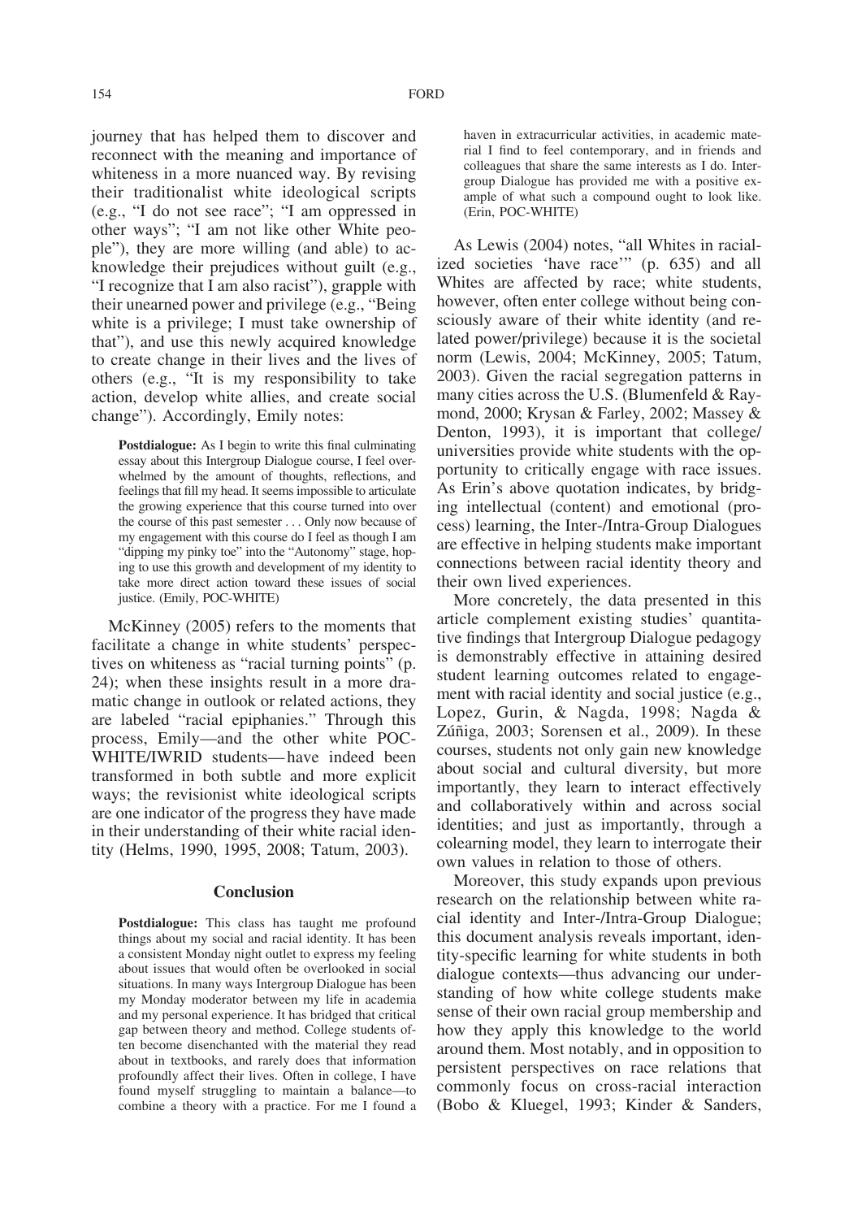journey that has helped them to discover and reconnect with the meaning and importance of whiteness in a more nuanced way. By revising their traditionalist white ideological scripts (e.g., "I do not see race"; "I am oppressed in other ways"; "I am not like other White people"), they are more willing (and able) to acknowledge their prejudices without guilt (e.g., "I recognize that I am also racist"), grapple with their unearned power and privilege (e.g., "Being white is a privilege; I must take ownership of that"), and use this newly acquired knowledge to create change in their lives and the lives of others (e.g., "It is my responsibility to take action, develop white allies, and create social change"). Accordingly, Emily notes:

> **Postdialogue:** As I begin to write this final culminating essay about this Intergroup Dialogue course, I feel overwhelmed by the amount of thoughts, reflections, and feelings that fill my head. It seems impossible to articulate the growing experience that this course turned into over the course of this past semester . . . Only now because of my engagement with this course do I feel as though I am "dipping my pinky toe" into the "Autonomy" stage, hoping to use this growth and development of my identity to take more direct action toward these issues of social justice. (Emily, POC-WHITE)

McKinney (2005) refers to the moments that facilitate a change in white students' perspectives on whiteness as "racial turning points" (p. 24); when these insights result in a more dramatic change in outlook or related actions, they are labeled "racial epiphanies." Through this process, Emily—and the other white POC-WHITE/IWRID students—have indeed been transformed in both subtle and more explicit ways; the revisionist white ideological scripts are one indicator of the progress they have made in their understanding of their white racial identity (Helms, 1990, 1995, 2008; Tatum, 2003).

## Conclusion

> **Postdialogue:** This class has taught me profound things about my social and racial identity. It has been a consistent Monday night outlet to express my feeling about issues that would often be overlooked in social situations. In many ways Intergroup Dialogue has been my Monday moderator between my life in academia and my personal experience. It has bridged that critical gap between theory and method. College students often become disenchanted with the material they read about in textbooks, and rarely does that information profoundly affect their lives. Often in college, I have found myself struggling to maintain a balance—to combine a theory with a practice. For me I found a haven in extracurricular activities, in academic material I find to feel contemporary, and in friends and colleagues that share the same interests as I do. Intergroup Dialogue has provided me with a positive example of what such a compound ought to look like. (Erin, POC-WHITE)

As Lewis (2004) notes, "all Whites in racialized societies 'have race'" (p. 635) and all Whites are affected by race; white students, however, often enter college without being consciously aware of their white identity (and related power/privilege) because it is the societal norm (Lewis, 2004; McKinney, 2005; Tatum, 2003). Given the racial segregation patterns in many cities across the U.S. (Blumenfeld & Raymond, 2000; Krysan & Farley, 2002; Massey & Denton, 1993), it is important that college/universities provide white students with the opportunity to critically engage with race issues. As Erin's above quotation indicates, by bridging intellectual (content) and emotional (process) learning, the Inter-/Intra-Group Dialogues are effective in helping students make important connections between racial identity theory and their own lived experiences.

More concretely, the data presented in this article complement existing studies' quantitative findings that Intergroup Dialogue pedagogy is demonstrably effective in attaining desired student learning outcomes related to engagement with racial identity and social justice (e.g., Lopez, Gurin, & Nagda, 1998; Nagda & Zúñiga, 2003; Sorensen et al., 2009). In these courses, students not only gain new knowledge about social and cultural diversity, but more importantly, they learn to interact effectively and collaboratively within and across social identities; and just as importantly, through a colearning model, they learn to interrogate their own values in relation to those of others.

Moreover, this study expands upon previous research on the relationship between white racial identity and Inter-/Intra-Group Dialogue; this document analysis reveals important, identity-specific learning for white students in both dialogue contexts—thus advancing our understanding of how white college students make sense of their own racial group membership and how they apply this knowledge to the world around them. Most notably, and in opposition to persistent perspectives on race relations that commonly focus on cross-racial interaction (Bobo & Kluegel, 1993; Kinder & Sanders,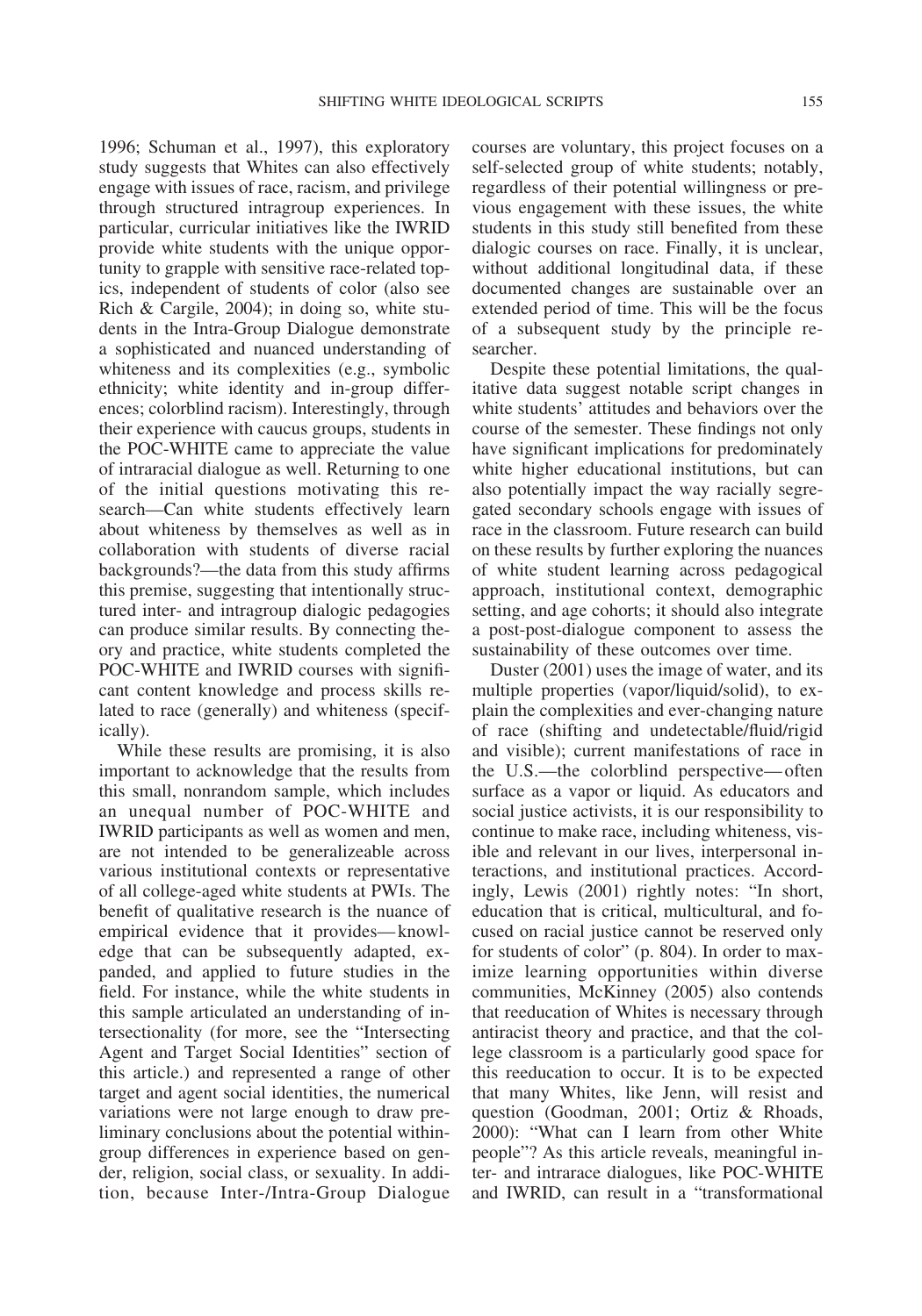1996; Schuman et al., 1997), this exploratory study suggests that Whites can also effectively engage with issues of race, racism, and privilege through structured intragroup experiences. In particular, curricular initiatives like the IWRID provide white students with the unique opportunity to grapple with sensitive race-related topics, independent of students of color (also see Rich & Cargile, 2004); in doing so, white students in the Intra-Group Dialogue demonstrate a sophisticated and nuanced understanding of whiteness and its complexities (e.g., symbolic ethnicity; white identity and in-group differences; colorblind racism). Interestingly, through their experience with caucus groups, students in the POC-WHITE came to appreciate the value of intraracial dialogue as well. Returning to one of the initial questions motivating this research—Can white students effectively learn about whiteness by themselves as well as in collaboration with students of diverse racial backgrounds?—the data from this study affirms this premise, suggesting that intentionally structured inter- and intragroup dialogic pedagogies can produce similar results. By connecting theory and practice, white students completed the POC-WHITE and IWRID courses with significant content knowledge and process skills related to race (generally) and whiteness (specifically).

While these results are promising, it is also important to acknowledge that the results from this small, nonrandom sample, which includes an unequal number of POC-WHITE and IWRID participants as well as women and men, are not intended to be generalizeable across various institutional contexts or representative of all college-aged white students at PWIs. The benefit of qualitative research is the nuance of empirical evidence that it provides—knowledge that can be subsequently adapted, expanded, and applied to future studies in the field. For instance, while the white students in this sample articulated an understanding of intersectionality (for more, see the "Intersecting Agent and Target Social Identities" section of this article.) and represented a range of other target and agent social identities, the numerical variations were not large enough to draw preliminary conclusions about the potential within-group differences in experience based on gender, religion, social class, or sexuality. In addition, because Inter-/Intra-Group Dialogue courses are voluntary, this project focuses on a self-selected group of white students; notably, regardless of their potential willingness or previous engagement with these issues, the white students in this study still benefited from these dialogic courses on race. Finally, it is unclear, without additional longitudinal data, if these documented changes are sustainable over an extended period of time. This will be the focus of a subsequent study by the principle researcher.

Despite these potential limitations, the qualitative data suggest notable script changes in white students' attitudes and behaviors over the course of the semester. These findings not only have significant implications for predominately white higher educational institutions, but can also potentially impact the way racially segregated secondary schools engage with issues of race in the classroom. Future research can build on these results by further exploring the nuances of white student learning across pedagogical approach, institutional context, demographic setting, and age cohorts; it should also integrate a post-post-dialogue component to assess the sustainability of these outcomes over time.

Duster (2001) uses the image of water, and its multiple properties (vapor/liquid/solid), to explain the complexities and ever-changing nature of race (shifting and undetectable/fluid/rigid and visible); current manifestations of race in the U.S.—the colorblind perspective—often surface as a vapor or liquid. As educators and social justice activists, it is our responsibility to continue to make race, including whiteness, visible and relevant in our lives, interpersonal interactions, and institutional practices. Accordingly, Lewis (2001) rightly notes: "In short, education that is critical, multicultural, and focused on racial justice cannot be reserved only for students of color" (p. 804). In order to maximize learning opportunities within diverse communities, McKinney (2005) also contends that reeducation of Whites is necessary through antiracist theory and practice, and that the college classroom is a particularly good space for this reeducation to occur. It is to be expected that many Whites, like Jenn, will resist and question (Goodman, 2001; Ortiz & Rhoads, 2000): "What can I learn from other White people"? As this article reveals, meaningful inter- and intrarace dialogues, like POC-WHITE and IWRID, can result in a "transformational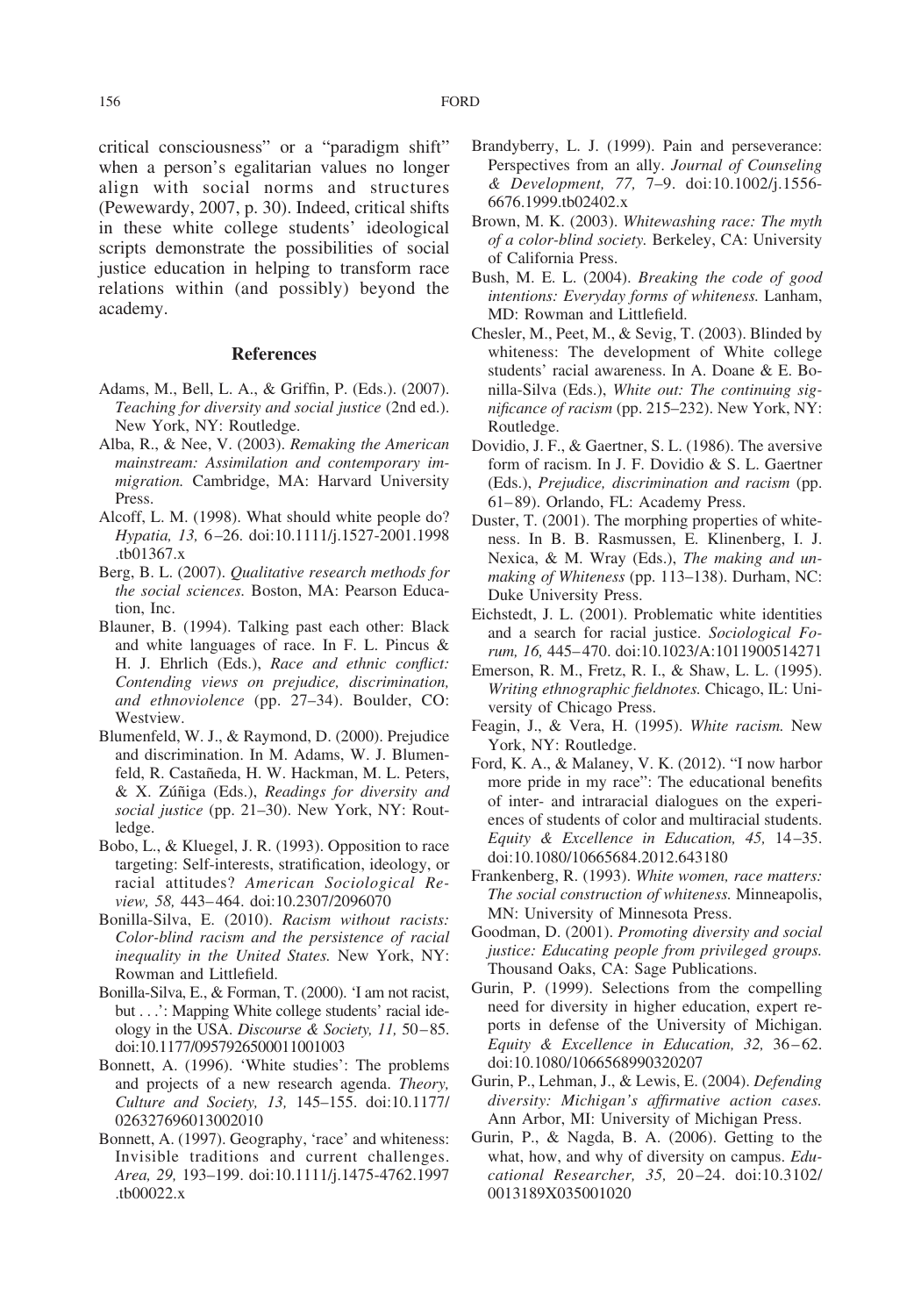critical consciousness" or a "paradigm shift" when a person's egalitarian values no longer align with social norms and structures (Pewewardy, 2007, p. 30). Indeed, critical shifts in these white college students' ideological scripts demonstrate the possibilities of social justice education in helping to transform race relations within (and possibly) beyond the academy.

## References

Adams, M., Bell, L. A., & Griffin, P. (Eds.). (2007). *Teaching for diversity and social justice* (2nd ed.). New York, NY: Routledge.

Alba, R., & Nee, V. (2003). *Remaking the American mainstream: Assimilation and contemporary immigration.* Cambridge, MA: Harvard University Press.

Alcoff, L. M. (1998). What should white people do? *Hypatia, 13,* 6–26. doi:10.1111/j.1527-2001.1998.tb01367.x

Berg, B. L. (2007). *Qualitative research methods for the social sciences.* Boston, MA: Pearson Education, Inc.

Blauner, B. (1994). Talking past each other: Black and white languages of race. In F. L. Pincus & H. J. Ehrlich (Eds.), *Race and ethnic conflict: Contending views on prejudice, discrimination, and ethnoviolence* (pp. 27–34). Boulder, CO: Westview.

Blumenfeld, W. J., & Raymond, D. (2000). Prejudice and discrimination. In M. Adams, W. J. Blumenfeld, R. Castañeda, H. W. Hackman, M. L. Peters, & X. Zúñiga (Eds.), *Readings for diversity and social justice* (pp. 21–30). New York, NY: Routledge.

Bobo, L., & Kluegel, J. R. (1993). Opposition to race targeting: Self-interests, stratification, ideology, or racial attitudes? *American Sociological Review, 58,* 443–464. doi:10.2307/2096070

Bonilla-Silva, E. (2010). *Racism without racists: Color-blind racism and the persistence of racial inequality in the United States.* New York, NY: Rowman and Littlefield.

Bonilla-Silva, E., & Forman, T. (2000). 'I am not racist, but . . .': Mapping White college students' racial ideology in the USA. *Discourse & Society, 11,* 50–85. doi:10.1177/0957926500011001003

Bonnett, A. (1996). 'White studies': The problems and projects of a new research agenda. *Theory, Culture and Society, 13,* 145–155. doi:10.1177/026327696013002010

Bonnett, A. (1997). Geography, 'race' and whiteness: Invisible traditions and current challenges. *Area, 29,* 193–199. doi:10.1111/j.1475-4762.1997.tb00022.x

Brandyberry, L. J. (1999). Pain and perseverance: Perspectives from an ally. *Journal of Counseling & Development, 77,* 7–9. doi:10.1002/j.1556-6676.1999.tb02402.x

Brown, M. K. (2003). *Whitewashing race: The myth of a color-blind society.* Berkeley, CA: University of California Press.

Bush, M. E. L. (2004). *Breaking the code of good intentions: Everyday forms of whiteness.* Lanham, MD: Rowman and Littlefield.

Chesler, M., Peet, M., & Sevig, T. (2003). Blinded by whiteness: The development of White college students' racial awareness. In A. Doane & E. Bonilla-Silva (Eds.), *White out: The continuing significance of racism* (pp. 215–232). New York, NY: Routledge.

Dovidio, J. F., & Gaertner, S. L. (1986). The aversive form of racism. In J. F. Dovidio & S. L. Gaertner (Eds.), *Prejudice, discrimination and racism* (pp. 61–89). Orlando, FL: Academy Press.

Duster, T. (2001). The morphing properties of whiteness. In B. B. Rasmussen, E. Klinenberg, I. J. Nexica, & M. Wray (Eds.), *The making and unmaking of Whiteness* (pp. 113–138). Durham, NC: Duke University Press.

Eichstedt, J. L. (2001). Problematic white identities and a search for racial justice. *Sociological Forum, 16,* 445–470. doi:10.1023/A:1011900514271

Emerson, R. M., Fretz, R. I., & Shaw, L. L. (1995). *Writing ethnographic fieldnotes.* Chicago, IL: University of Chicago Press.

Feagin, J., & Vera, H. (1995). *White racism.* New York, NY: Routledge.

Ford, K. A., & Malaney, V. K. (2012). "I now harbor more pride in my race": The educational benefits of inter- and intraracial dialogues on the experiences of students of color and multiracial students. *Equity & Excellence in Education, 45,* 14–35. doi:10.1080/10665684.2012.643180

Frankenberg, R. (1993). *White women, race matters: The social construction of whiteness.* Minneapolis, MN: University of Minnesota Press.

Goodman, D. (2001). *Promoting diversity and social justice: Educating people from privileged groups.* Thousand Oaks, CA: Sage Publications.

Gurin, P. (1999). Selections from the compelling need for diversity in higher education, expert reports in defense of the University of Michigan. *Equity & Excellence in Education, 32,* 36–62. doi:10.1080/1066568990320207

Gurin, P., Lehman, J., & Lewis, E. (2004). *Defending diversity: Michigan's affirmative action cases.* Ann Arbor, MI: University of Michigan Press.

Gurin, P., & Nagda, B. A. (2006). Getting to the what, how, and why of diversity on campus. *Educational Researcher, 35,* 20–24. doi:10.3102/0013189X035001020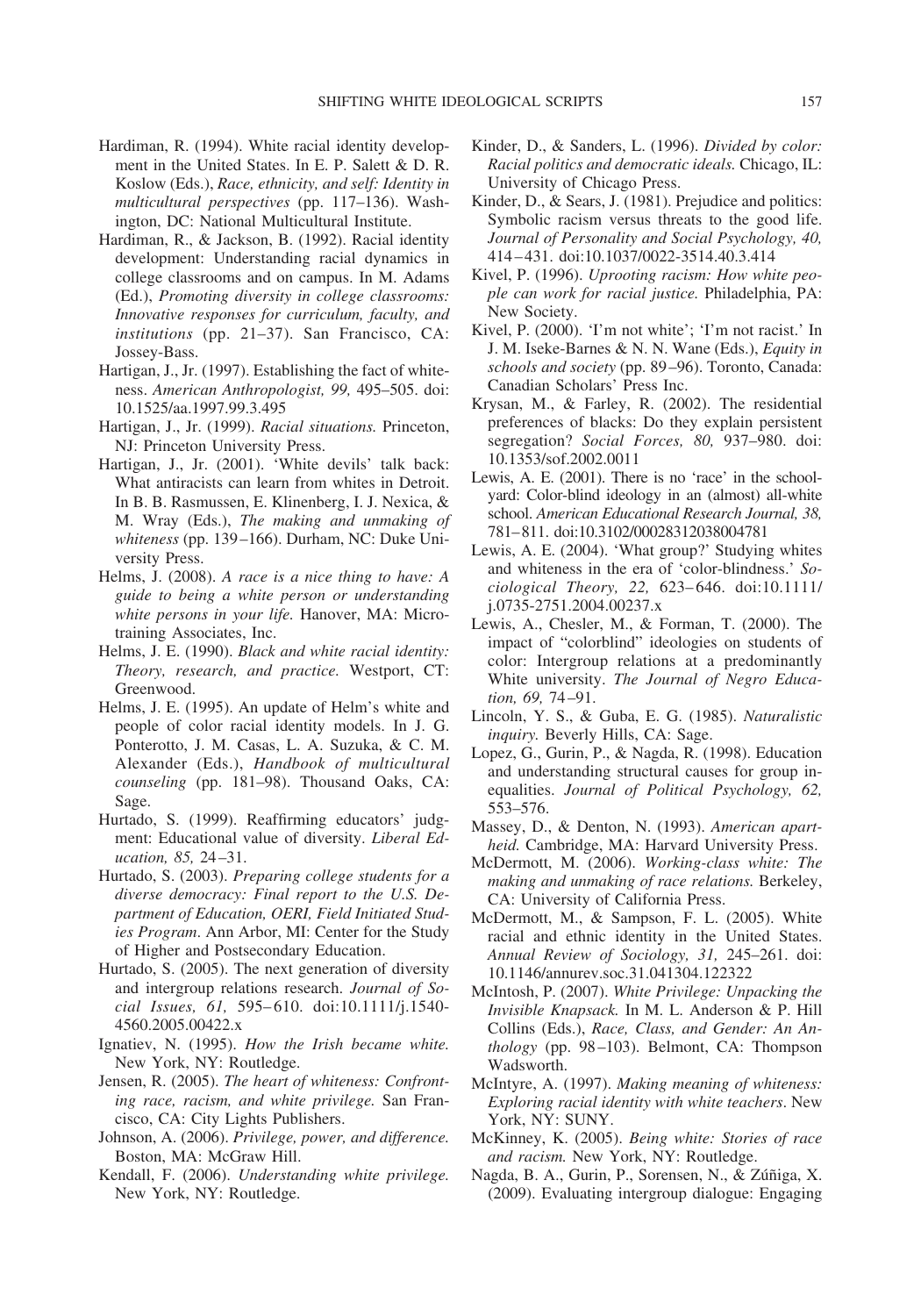Hardiman, R. (1994). White racial identity development in the United States. In E. P. Salett & D. R. Koslow (Eds.), *Race, ethnicity, and self: Identity in multicultural perspectives* (pp. 117–136). Washington, DC: National Multicultural Institute.

Hardiman, R., & Jackson, B. (1992). Racial identity development: Understanding racial dynamics in college classrooms and on campus. In M. Adams (Ed.), *Promoting diversity in college classrooms: Innovative responses for curriculum, faculty, and institutions* (pp. 21–37). San Francisco, CA: Jossey-Bass.

Hartigan, J., Jr. (1997). Establishing the fact of whiteness. *American Anthropologist, 99,* 495–505. doi:10.1525/aa.1997.99.3.495

Hartigan, J., Jr. (1999). *Racial situations.* Princeton, NJ: Princeton University Press.

Hartigan, J., Jr. (2001). 'White devils' talk back: What antiracists can learn from whites in Detroit. In B. B. Rasmussen, E. Klinenberg, I. J. Nexica, & M. Wray (Eds.), *The making and unmaking of whiteness* (pp. 139–166). Durham, NC: Duke University Press.

Helms, J. (2008). *A race is a nice thing to have: A guide to being a white person or understanding white persons in your life.* Hanover, MA: Microtraining Associates, Inc.

Helms, J. E. (1990). *Black and white racial identity: Theory, research, and practice.* Westport, CT: Greenwood.

Helms, J. E. (1995). An update of Helm's white and people of color racial identity models. In J. G. Ponterotto, J. M. Casas, L. A. Suzuka, & C. M. Alexander (Eds.), *Handbook of multicultural counseling* (pp. 181–98). Thousand Oaks, CA: Sage.

Hurtado, S. (1999). Reaffirming educators' judgment: Educational value of diversity. *Liberal Education, 85,* 24–31.

Hurtado, S. (2003). *Preparing college students for a diverse democracy: Final report to the U.S. Department of Education, OERI, Field Initiated Studies Program*. Ann Arbor, MI: Center for the Study of Higher and Postsecondary Education.

Hurtado, S. (2005). The next generation of diversity and intergroup relations research. *Journal of Social Issues, 61,* 595–610. doi:10.1111/j.1540-4560.2005.00422.x

Ignatiev, N. (1995). *How the Irish became white.* New York, NY: Routledge.

Jensen, R. (2005). *The heart of whiteness: Confronting race, racism, and white privilege.* San Francisco, CA: City Lights Publishers.

Johnson, A. (2006). *Privilege, power, and difference.* Boston, MA: McGraw Hill.

Kendall, F. (2006). *Understanding white privilege.* New York, NY: Routledge.

Kinder, D., & Sanders, L. (1996). *Divided by color: Racial politics and democratic ideals.* Chicago, IL: University of Chicago Press.

Kinder, D., & Sears, J. (1981). Prejudice and politics: Symbolic racism versus threats to the good life. *Journal of Personality and Social Psychology, 40,* 414–431. doi:10.1037/0022-3514.40.3.414

Kivel, P. (1996). *Uprooting racism: How white people can work for racial justice.* Philadelphia, PA: New Society.

Kivel, P. (2000). 'I'm not white'; 'I'm not racist.' In J. M. Iseke-Barnes & N. N. Wane (Eds.), *Equity in schools and society* (pp. 89–96). Toronto, Canada: Canadian Scholars' Press Inc.

Krysan, M., & Farley, R. (2002). The residential preferences of blacks: Do they explain persistent segregation? *Social Forces, 80,* 937–980. doi:10.1353/sof.2002.0011

Lewis, A. E. (2001). There is no 'race' in the schoolyard: Color-blind ideology in an (almost) all-white school. *American Educational Research Journal, 38,* 781–811. doi:10.3102/00028312038004781

Lewis, A. E. (2004). 'What group?' Studying whites and whiteness in the era of 'color-blindness.' *Sociological Theory, 22,* 623–646. doi:10.1111/j.0735-2751.2004.00237.x

Lewis, A., Chesler, M., & Forman, T. (2000). The impact of "colorblind" ideologies on students of color: Intergroup relations at a predominantly White university. *The Journal of Negro Education, 69,* 74–91.

Lincoln, Y. S., & Guba, E. G. (1985). *Naturalistic inquiry.* Beverly Hills, CA: Sage.

Lopez, G., Gurin, P., & Nagda, R. (1998). Education and understanding structural causes for group inequalities. *Journal of Political Psychology, 62,* 553–576.

Massey, D., & Denton, N. (1993). *American apartheid.* Cambridge, MA: Harvard University Press.

McDermott, M. (2006). *Working-class white: The making and unmaking of race relations.* Berkeley, CA: University of California Press.

McDermott, M., & Sampson, F. L. (2005). White racial and ethnic identity in the United States. *Annual Review of Sociology, 31,* 245–261. doi:10.1146/annurev.soc.31.041304.122322

McIntosh, P. (2007). *White Privilege: Unpacking the Invisible Knapsack.* In M. L. Anderson & P. Hill Collins (Eds.), *Race, Class, and Gender: An Anthology* (pp. 98–103). Belmont, CA: Thompson Wadsworth.

McIntyre, A. (1997). *Making meaning of whiteness: Exploring racial identity with white teachers*. New York, NY: SUNY.

McKinney, K. (2005). *Being white: Stories of race and racism.* New York, NY: Routledge.

Nagda, B. A., Gurin, P., Sorensen, N., & Zúñiga, X. (2009). Evaluating intergroup dialogue: Engaging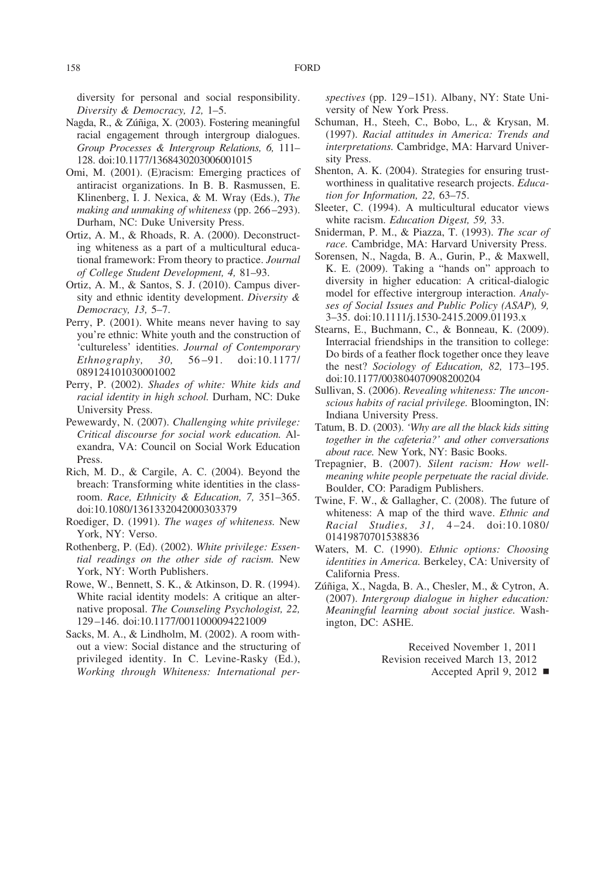diversity for personal and social responsibility. *Diversity & Democracy, 12,* 1–5.

Nagda, R., & Zúñiga, X. (2003). Fostering meaningful racial engagement through intergroup dialogues. *Group Processes & Intergroup Relations, 6,* 111–128. doi:10.1177/1368430203006001015

Omi, M. (2001). (E)racism: Emerging practices of antiracist organizations. In B. B. Rasmussen, E. Klinenberg, I. J. Nexica, & M. Wray (Eds.), *The making and unmaking of whiteness* (pp. 266–293). Durham, NC: Duke University Press.

Ortiz, A. M., & Rhoads, R. A. (2000). Deconstructing whiteness as a part of a multicultural educational framework: From theory to practice. *Journal of College Student Development, 4,* 81–93.

Ortiz, A. M., & Santos, S. J. (2010). Campus diversity and ethnic identity development. *Diversity & Democracy, 13,* 5–7.

Perry, P. (2001). White means never having to say you're ethnic: White youth and the construction of 'cultureless' identities. *Journal of Contemporary Ethnography, 30,* 56–91. doi:10.1177/089124101030001002

Perry, P. (2002). *Shades of white: White kids and racial identity in high school.* Durham, NC: Duke University Press.

Pewewardy, N. (2007). *Challenging white privilege: Critical discourse for social work education.* Alexandra, VA: Council on Social Work Education Press.

Rich, M. D., & Cargile, A. C. (2004). Beyond the breach: Transforming white identities in the classroom. *Race, Ethnicity & Education, 7,* 351–365. doi:10.1080/1361332042000303379

Roediger, D. (1991). *The wages of whiteness.* New York, NY: Verso.

Rothenberg, P. (Ed). (2002). *White privilege: Essential readings on the other side of racism.* New York, NY: Worth Publishers.

Rowe, W., Bennett, S. K., & Atkinson, D. R. (1994). White racial identity models: A critique an alternative proposal. *The Counseling Psychologist, 22,* 129–146. doi:10.1177/0011000094221009

Sacks, M. A., & Lindholm, M. (2002). A room without a view: Social distance and the structuring of privileged identity. In C. Levine-Rasky (Ed.), *Working through Whiteness: International perspectives* (pp. 129–151). Albany, NY: State University of New York Press.

Schuman, H., Steeh, C., Bobo, L., & Krysan, M. (1997). *Racial attitudes in America: Trends and interpretations.* Cambridge, MA: Harvard University Press.

Shenton, A. K. (2004). Strategies for ensuring trustworthiness in qualitative research projects. *Education for Information, 22,* 63–75.

Sleeter, C. (1994). A multicultural educator views white racism. *Education Digest, 59,* 33.

Sniderman, P. M., & Piazza, T. (1993). *The scar of race.* Cambridge, MA: Harvard University Press.

Sorensen, N., Nagda, B. A., Gurin, P., & Maxwell, K. E. (2009). Taking a "hands on" approach to diversity in higher education: A critical-dialogic model for effective intergroup interaction. *Analyses of Social Issues and Public Policy (ASAP), 9,* 3–35. doi:10.1111/j.1530-2415.2009.01193.x

Stearns, E., Buchmann, C., & Bonneau, K. (2009). Interracial friendships in the transition to college: Do birds of a feather flock together once they leave the nest? *Sociology of Education, 82,* 173–195. doi:10.1177/003804070908200204

Sullivan, S. (2006). *Revealing whiteness: The unconscious habits of racial privilege.* Bloomington, IN: Indiana University Press.

Tatum, B. D. (2003). *'Why are all the black kids sitting together in the cafeteria?' and other conversations about race.* New York, NY: Basic Books.

Trepagnier, B. (2007). *Silent racism: How well-meaning white people perpetuate the racial divide.* Boulder, CO: Paradigm Publishers.

Twine, F. W., & Gallagher, C. (2008). The future of whiteness: A map of the third wave. *Ethnic and Racial Studies, 31,* 4–24. doi:10.1080/01419870701538836

Waters, M. C. (1990). *Ethnic options: Choosing identities in America.* Berkeley, CA: University of California Press.

Zúñiga, X., Nagda, B. A., Chesler, M., & Cytron, A. (2007). *Intergroup dialogue in higher education: Meaningful learning about social justice.* Washington, DC: ASHE.

Received November 1, 2011
Revision received March 13, 2012
Accepted April 9, 2012 ■